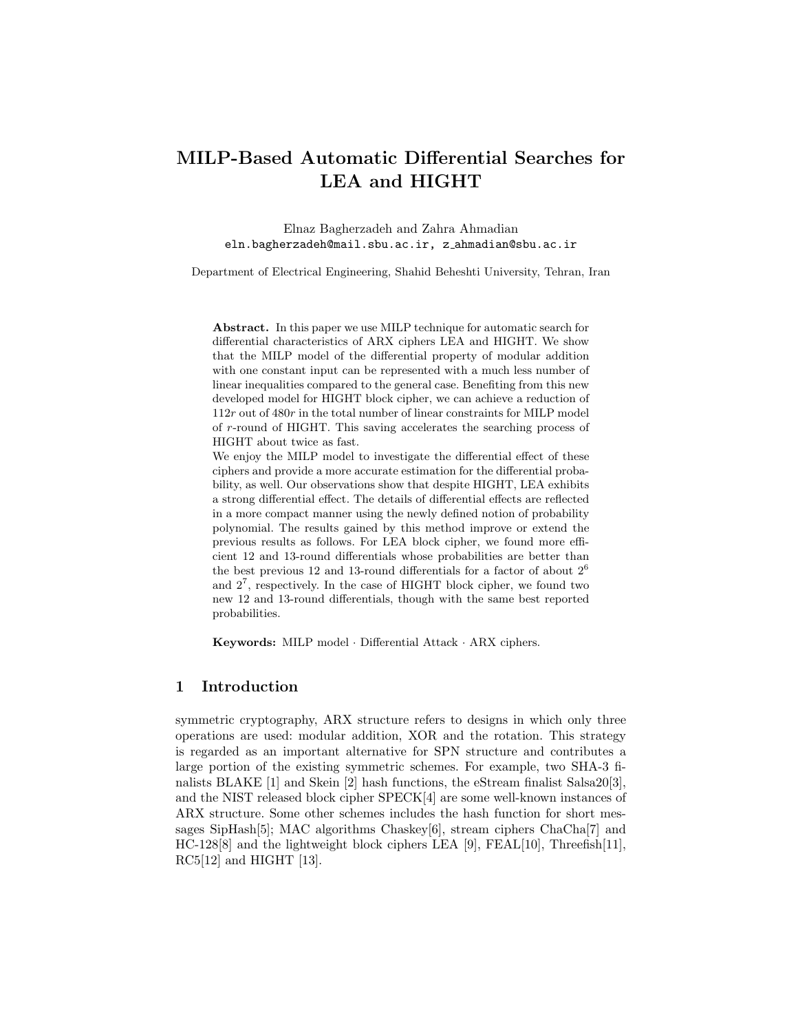# MILP-Based Automatic Differential Searches for LEA and HIGHT

Elnaz Bagherzadeh and Zahra Ahmadian
eln.bagherzadeh@mail.sbu.ac.ir, z_ahmadian@sbu.ac.ir

Department of Electrical Engineering, Shahid Beheshti University, Tehran, Iran

**Abstract.** In this paper we use MILP technique for automatic search for differential characteristics of ARX ciphers LEA and HIGHT. We show that the MILP model of the differential property of modular addition with one constant input can be represented with a much less number of linear inequalities compared to the general case. Benefiting from this new developed model for HIGHT block cipher, we can achieve a reduction of $112r$ out of $480r$ in the total number of linear constraints for MILP model of $r$-round of HIGHT. This saving accelerates the searching process of HIGHT about twice as fast.

We enjoy the MILP model to investigate the differential effect of these ciphers and provide a more accurate estimation for the differential probability, as well. Our observations show that despite HIGHT, LEA exhibits a strong differential effect. The details of differential effects are reflected in a more compact manner using the newly defined notion of probability polynomial. The results gained by this method improve or extend the previous results as follows. For LEA block cipher, we found more efficient 12 and 13-round differentials whose probabilities are better than the best previous 12 and 13-round differentials for a factor of about $2^6$ and $2^7$, respectively. In the case of HIGHT block cipher, we found two new 12 and 13-round differentials, though with the same best reported probabilities.

**Keywords:** MILP model · Differential Attack · ARX ciphers.

## 1 Introduction

symmetric cryptography, ARX structure refers to designs in which only three operations are used: modular addition, XOR and the rotation. This strategy is regarded as an important alternative for SPN structure and contributes a large portion of the existing symmetric schemes. For example, two SHA-3 finalists BLAKE [1] and Skein [2] hash functions, the eStream finalist Salsa20[3], and the NIST released block cipher SPECK[4] are some well-known instances of ARX structure. Some other schemes includes the hash function for short messages SipHash[5]; MAC algorithms Chaskey[6], stream ciphers ChaCha[7] and HC-128[8] and the lightweight block ciphers LEA [9], FEAL[10], Threefish[11], RC5[12] and HIGHT [13].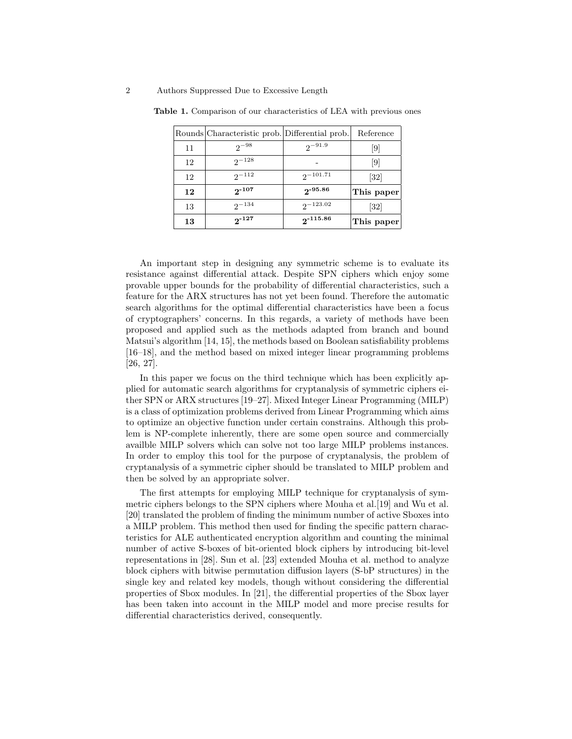**Table 1.** Comparison of our characteristics of LEA with previous ones

| Rounds | Characteristic prob. | Differential prob. | Reference |
|---|---|---|---|
| 11 | $2^{-98}$ | $2^{-91.9}$ | [9] |
| 12 | $2^{-128}$ | - | [9] |
| 12 | $2^{-112}$ | $2^{-101.71}$ | [32] |
| **12** | $\mathbf{2^{-107}}$ | $\mathbf{2^{-95.86}}$ | **This paper** |
| 13 | $2^{-134}$ | $2^{-123.02}$ | [32] |
| **13** | $\mathbf{2^{-127}}$ | $\mathbf{2^{-115.86}}$ | **This paper** |

An important step in designing any symmetric scheme is to evaluate its resistance against differential attack. Despite SPN ciphers which enjoy some provable upper bounds for the probability of differential characteristics, such a feature for the ARX structures has not yet been found. Therefore the automatic search algorithms for the optimal differential characteristics have been a focus of cryptographers' concerns. In this regards, a variety of methods have been proposed and applied such as the methods adapted from branch and bound Matsui's algorithm [14, 15], the methods based on Boolean satisfiability problems [16–18], and the method based on mixed integer linear programming problems [26, 27].

In this paper we focus on the third technique which has been explicitly applied for automatic search algorithms for cryptanalysis of symmetric ciphers either SPN or ARX structures [19–27]. Mixed Integer Linear Programming (MILP) is a class of optimization problems derived from Linear Programming which aims to optimize an objective function under certain constrains. Although this problem is NP-complete inherently, there are some open source and commercially availble MILP solvers which can solve not too large MILP problems instances. In order to employ this tool for the purpose of cryptanalysis, the problem of cryptanalysis of a symmetric cipher should be translated to MILP problem and then be solved by an appropriate solver.

The first attempts for employing MILP technique for cryptanalysis of symmetric ciphers belongs to the SPN ciphers where Mouha et al.[19] and Wu et al. [20] translated the problem of finding the minimum number of active Sboxes into a MILP problem. This method then used for finding the specific pattern characteristics for ALE authenticated encryption algorithm and counting the minimal number of active S-boxes of bit-oriented block ciphers by introducing bit-level representations in [28]. Sun et al. [23] extended Mouha et al. method to analyze block ciphers with bitwise permutation diffusion layers (S-bP structures) in the single key and related key models, though without considering the differential properties of Sbox modules. In [21], the differential properties of the Sbox layer has been taken into account in the MILP model and more precise results for differential characteristics derived, consequently.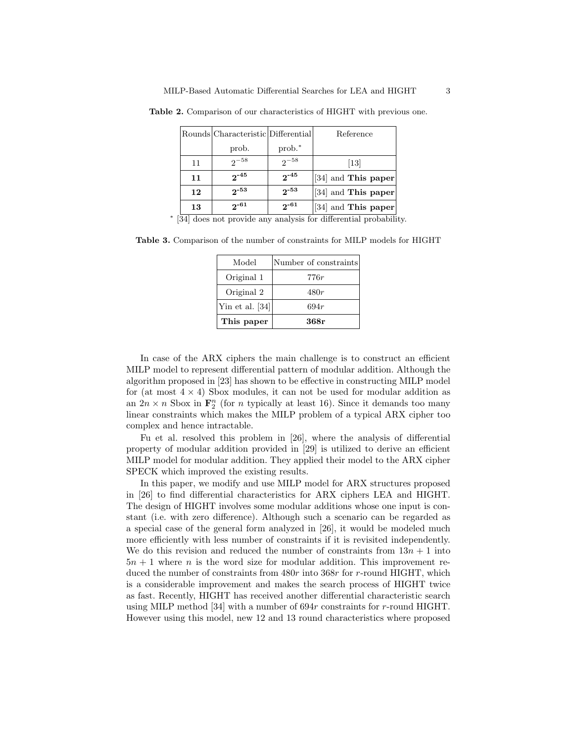**Table 2.** Comparison of our characteristics of HIGHT with previous one.

| Rounds | Characteristic prob. | Differential prob.* | Reference |
|---|---|---|---|
| 11 | $2^{-58}$ | $2^{-58}$ | [13] |
| **11** | $\mathbf{2^{-45}}$ | $\mathbf{2^{-45}}$ | [34] and **This paper** |
| **12** | $\mathbf{2^{-53}}$ | $\mathbf{2^{-53}}$ | [34] and **This paper** |
| **13** | $\mathbf{2^{-61}}$ | $\mathbf{2^{-61}}$ | [34] and **This paper** |

\* [34] does not provide any analysis for differential probability.

**Table 3.** Comparison of the number of constraints for MILP models for HIGHT

| Model | Number of constraints |
|---|---|
| Original 1 | $776r$ |
| Original 2 | $480r$ |
| Yin et al. [34] | $694r$ |
| **This paper** | $\mathbf{368r}$ |

In case of the ARX ciphers the main challenge is to construct an efficient MILP model to represent differential pattern of modular addition. Although the algorithm proposed in [23] has shown to be effective in constructing MILP model for (at most $4 \times 4$) Sbox modules, it can not be used for modular addition as an $2n \times n$ Sbox in $\mathbf{F}_2^n$ (for $n$ typically at least 16). Since it demands too many linear constraints which makes the MILP problem of a typical ARX cipher too complex and hence intractable.

Fu et al. resolved this problem in [26], where the analysis of differential property of modular addition provided in [29] is utilized to derive an efficient MILP model for modular addition. They applied their model to the ARX cipher SPECK which improved the existing results.

In this paper, we modify and use MILP model for ARX structures proposed in [26] to find differential characteristics for ARX ciphers LEA and HIGHT. The design of HIGHT involves some modular additions whose one input is constant (i.e. with zero difference). Although such a scenario can be regarded as a special case of the general form analyzed in [26], it would be modeled much more efficiently with less number of constraints if it is revisited independently. We do this revision and reduced the number of constraints from $13n + 1$ into $5n + 1$ where $n$ is the word size for modular addition. This improvement reduced the number of constraints from $480r$ into $368r$ for $r$-round HIGHT, which is a considerable improvement and makes the search process of HIGHT twice as fast. Recently, HIGHT has received another differential characteristic search using MILP method [34] with a number of $694r$ constraints for $r$-round HIGHT. However using this model, new 12 and 13 round characteristics where proposed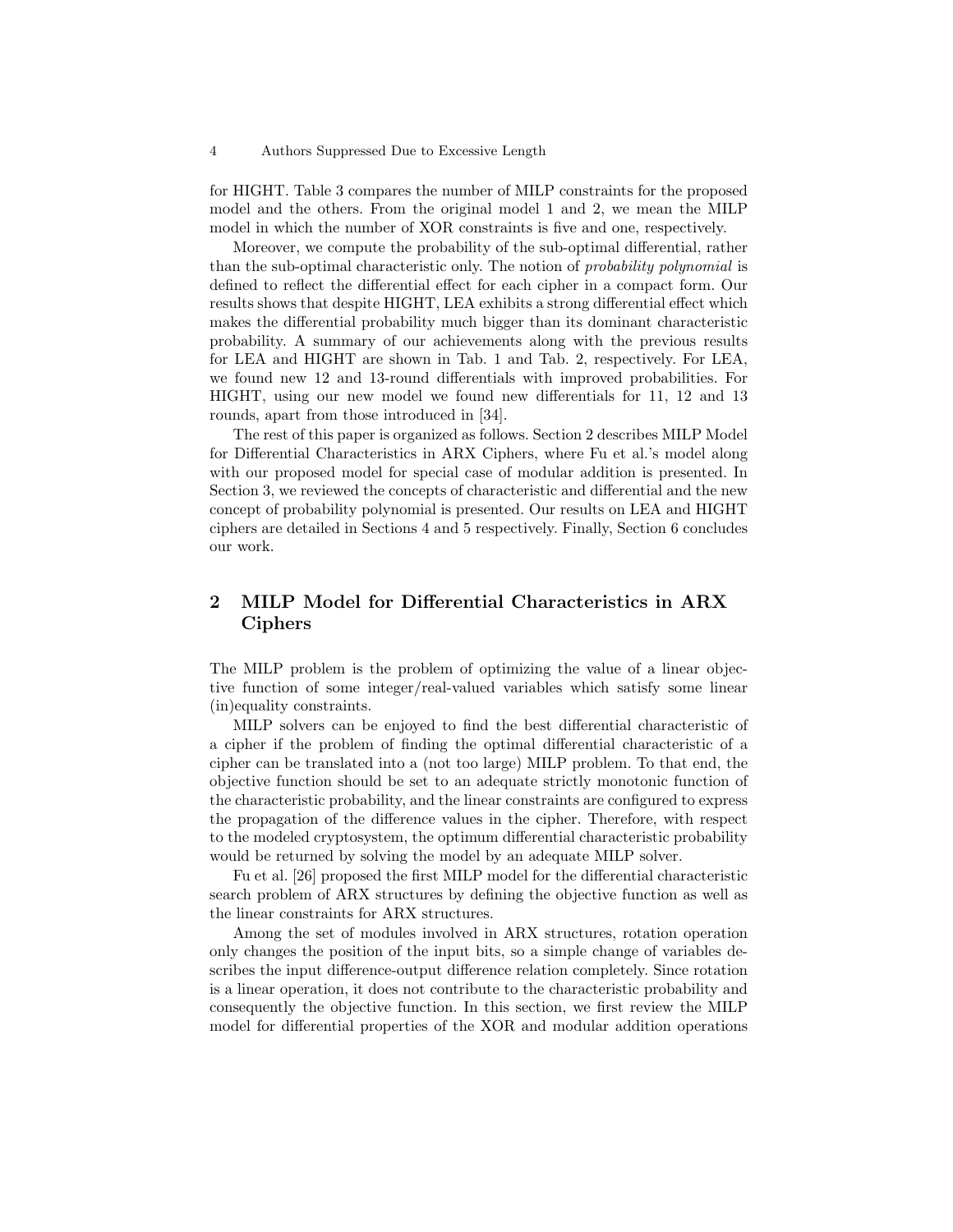for HIGHT. Table 3 compares the number of MILP constraints for the proposed model and the others. From the original model 1 and 2, we mean the MILP model in which the number of XOR constraints is five and one, respectively.

Moreover, we compute the probability of the sub-optimal differential, rather than the sub-optimal characteristic only. The notion of *probability polynomial* is defined to reflect the differential effect for each cipher in a compact form. Our results shows that despite HIGHT, LEA exhibits a strong differential effect which makes the differential probability much bigger than its dominant characteristic probability. A summary of our achievements along with the previous results for LEA and HIGHT are shown in Tab. 1 and Tab. 2, respectively. For LEA, we found new 12 and 13-round differentials with improved probabilities. For HIGHT, using our new model we found new differentials for 11, 12 and 13 rounds, apart from those introduced in [34].

The rest of this paper is organized as follows. Section 2 describes MILP Model for Differential Characteristics in ARX Ciphers, where Fu et al.'s model along with our proposed model for special case of modular addition is presented. In Section 3, we reviewed the concepts of characteristic and differential and the new concept of probability polynomial is presented. Our results on LEA and HIGHT ciphers are detailed in Sections 4 and 5 respectively. Finally, Section 6 concludes our work.

## 2 MILP Model for Differential Characteristics in ARX Ciphers

The MILP problem is the problem of optimizing the value of a linear objective function of some integer/real-valued variables which satisfy some linear (in)equality constraints.

MILP solvers can be enjoyed to find the best differential characteristic of a cipher if the problem of finding the optimal differential characteristic of a cipher can be translated into a (not too large) MILP problem. To that end, the objective function should be set to an adequate strictly monotonic function of the characteristic probability, and the linear constraints are configured to express the propagation of the difference values in the cipher. Therefore, with respect to the modeled cryptosystem, the optimum differential characteristic probability would be returned by solving the model by an adequate MILP solver.

Fu et al. [26] proposed the first MILP model for the differential characteristic search problem of ARX structures by defining the objective function as well as the linear constraints for ARX structures.

Among the set of modules involved in ARX structures, rotation operation only changes the position of the input bits, so a simple change of variables describes the input difference-output difference relation completely. Since rotation is a linear operation, it does not contribute to the characteristic probability and consequently the objective function. In this section, we first review the MILP model for differential properties of the XOR and modular addition operations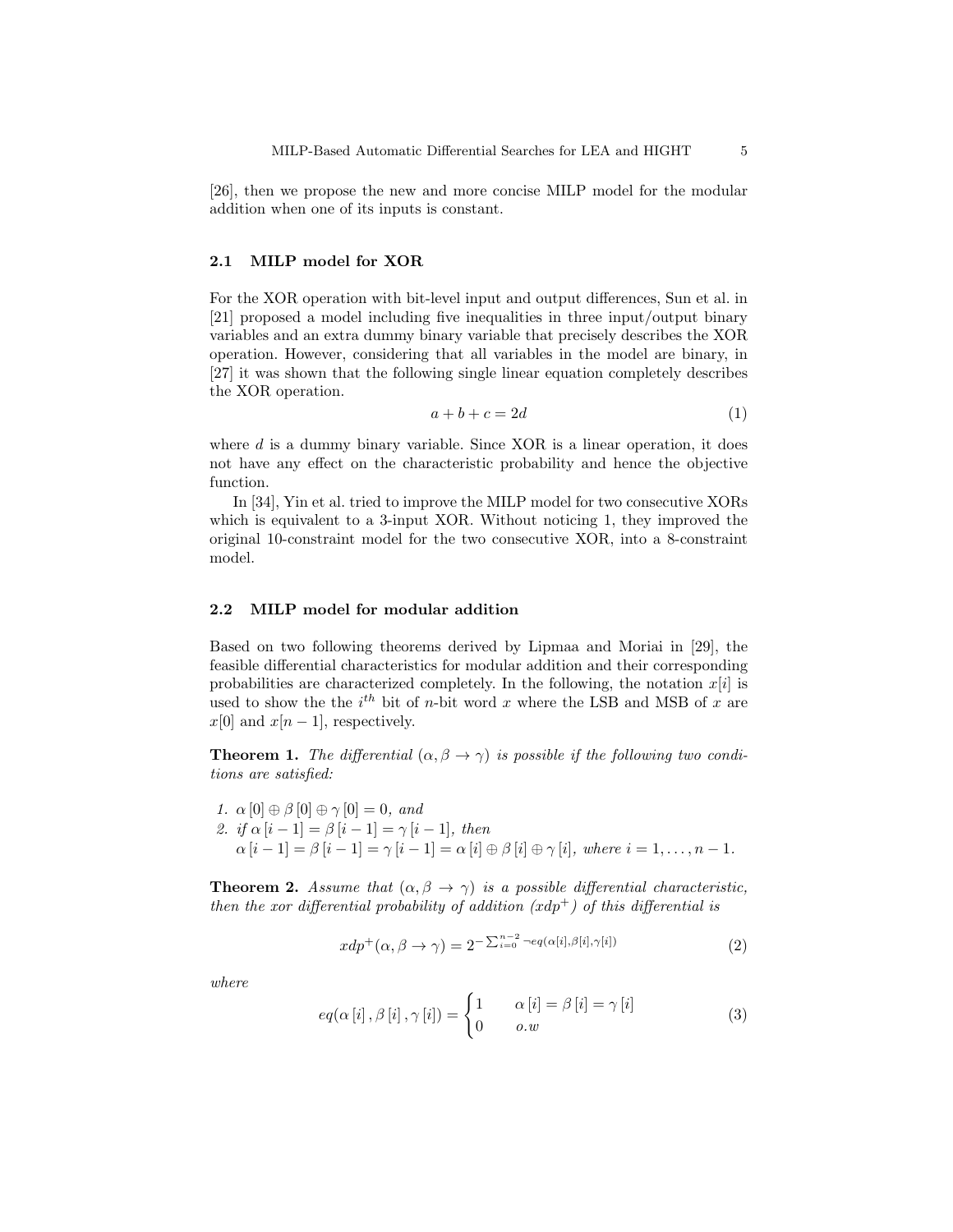[26], then we propose the new and more concise MILP model for the modular addition when one of its inputs is constant.

### 2.1 MILP model for XOR

For the XOR operation with bit-level input and output differences, Sun et al. in [21] proposed a model including five inequalities in three input/output binary variables and an extra dummy binary variable that precisely describes the XOR operation. However, considering that all variables in the model are binary, in [27] it was shown that the following single linear equation completely describes the XOR operation.

$$a + b + c = 2d \tag{1}$$

where $d$ is a dummy binary variable. Since XOR is a linear operation, it does not have any effect on the characteristic probability and hence the objective function.

In [34], Yin et al. tried to improve the MILP model for two consecutive XORs which is equivalent to a 3-input XOR. Without noticing 1, they improved the original 10-constraint model for the two consecutive XOR, into a 8-constraint model.

### 2.2 MILP model for modular addition

Based on two following theorems derived by Lipmaa and Moriai in [29], the feasible differential characteristics for modular addition and their corresponding probabilities are characterized completely. In the following, the notation $x[i]$ is used to show the the $i^{th}$ bit of $n$-bit word $x$ where the LSB and MSB of $x$ are $x[0]$ and $x[n-1]$, respectively.

**Theorem 1.** *The differential $(\alpha, \beta \rightarrow \gamma)$ is possible if the following two conditions are satisfied:*

1. $\alpha[0] \oplus \beta[0] \oplus \gamma[0] = 0$, *and*
2. *if* $\alpha[i-1] = \beta[i-1] = \gamma[i-1]$, *then* $\alpha[i-1] = \beta[i-1] = \gamma[i-1] = \alpha[i] \oplus \beta[i] \oplus \gamma[i]$, *where* $i = 1, \ldots, n-1$.

**Theorem 2.** *Assume that $(\alpha, \beta \rightarrow \gamma)$ is a possible differential characteristic, then the xor differential probability of addition ($xdp^+$) of this differential is*

$$xdp^+(\alpha, \beta \rightarrow \gamma) = 2^{-\sum_{i=0}^{n-2} \neg eq(\alpha[i], \beta[i], \gamma[i])} \tag{2}$$

*where*

$$eq(\alpha[i], \beta[i], \gamma[i]) = \begin{cases} 1 & \alpha[i] = \beta[i] = \gamma[i] \\ 0 & o.w \end{cases} \tag{3}$$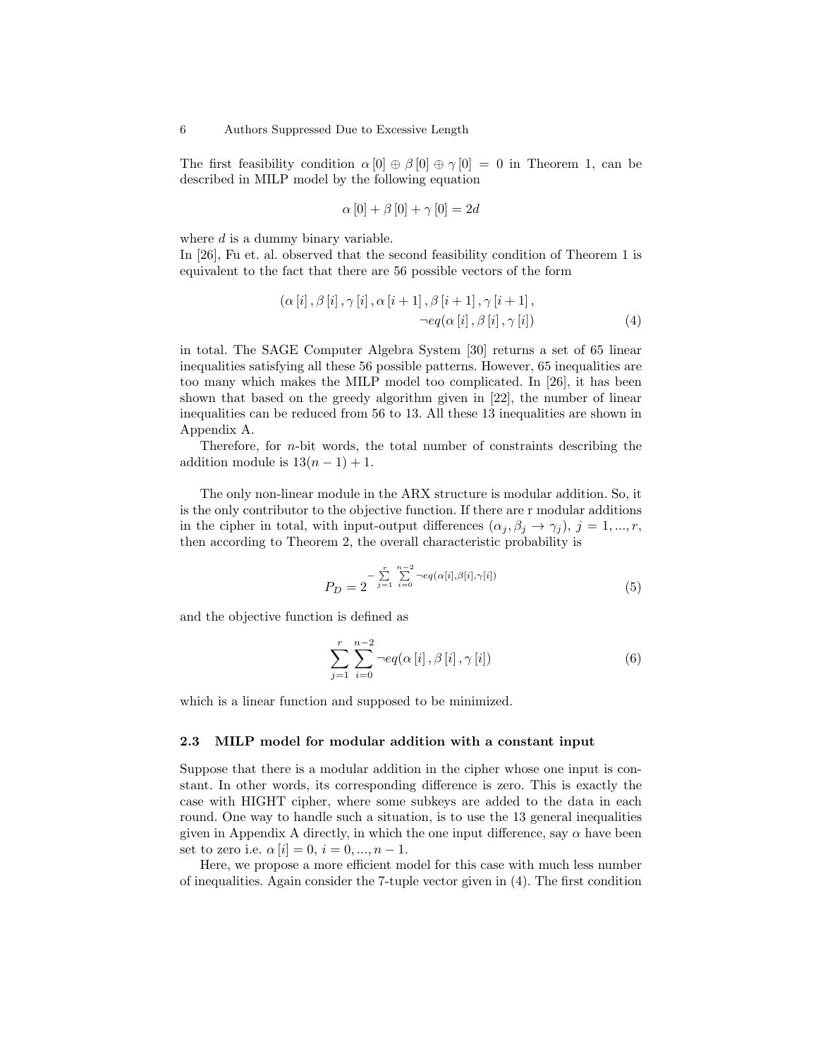The first feasibility condition $\alpha[0] \oplus \beta[0] \oplus \gamma[0] = 0$ in Theorem 1, can be described in MILP model by the following equation

$$\alpha[0] + \beta[0] + \gamma[0] = 2d$$

where $d$ is a dummy binary variable.
In [26], Fu et. al. observed that the second feasibility condition of Theorem 1 is equivalent to the fact that there are 56 possible vectors of the form

$$(\alpha[i], \beta[i], \gamma[i], \alpha[i+1], \beta[i+1], \gamma[i+1], \neg eq(\alpha[i], \beta[i], \gamma[i]) \tag{4}$$

in total. The SAGE Computer Algebra System [30] returns a set of 65 linear inequalities satisfying all these 56 possible patterns. However, 65 inequalities are too many which makes the MILP model too complicated. In [26], it has been shown that based on the greedy algorithm given in [22], the number of linear inequalities can be reduced from 56 to 13. All these 13 inequalities are shown in Appendix A.

Therefore, for $n$-bit words, the total number of constraints describing the addition module is $13(n-1)+1$.

The only non-linear module in the ARX structure is modular addition. So, it is the only contributor to the objective function. If there are r modular additions in the cipher in total, with input-output differences $(\alpha_j, \beta_j \rightarrow \gamma_j)$, $j = 1, ..., r$, then according to Theorem 2, the overall characteristic probability is

$$P_D = 2^{-\sum_{j=1}^{r} \sum_{i=0}^{n-2} \neg eq(\alpha[i], \beta[i], \gamma[i])} \tag{5}$$

and the objective function is defined as

$$\sum_{j=1}^{r} \sum_{i=0}^{n-2} \neg eq(\alpha[i], \beta[i], \gamma[i]) \tag{6}$$

which is a linear function and supposed to be minimized.

### 2.3 MILP model for modular addition with a constant input

Suppose that there is a modular addition in the cipher whose one input is constant. In other words, its corresponding difference is zero. This is exactly the case with HIGHT cipher, where some subkeys are added to the data in each round. One way to handle such a situation, is to use the 13 general inequalities given in Appendix A directly, in which the one input difference, say $\alpha$ have been set to zero i.e. $\alpha[i] = 0$, $i = 0, ..., n-1$.

Here, we propose a more efficient model for this case with much less number of inequalities. Again consider the 7-tuple vector given in (4). The first condition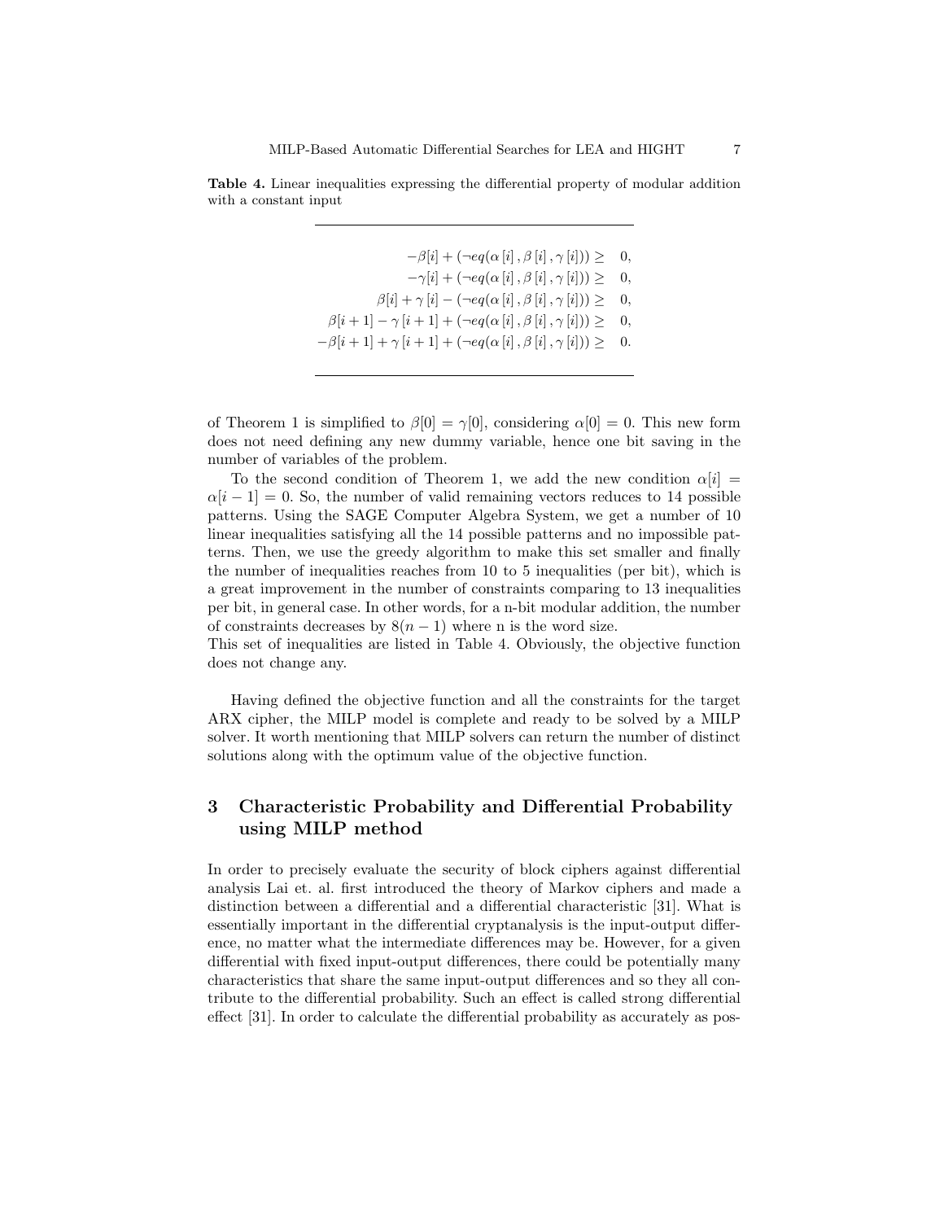**Table 4.** Linear inequalities expressing the differential property of modular addition with a constant input

$$
\begin{aligned}
-\beta[i] + (\neg eq(\alpha\,[i]\,, \beta\,[i]\,, \gamma\,[i])) &\geq 0, \\
-\gamma[i] + (\neg eq(\alpha\,[i]\,, \beta\,[i]\,, \gamma\,[i])) &\geq 0, \\
\beta[i] + \gamma\,[i] - (\neg eq(\alpha\,[i]\,, \beta\,[i]\,, \gamma\,[i])) &\geq 0, \\
\beta[i+1] - \gamma\,[i+1] + (\neg eq(\alpha\,[i]\,, \beta\,[i]\,, \gamma\,[i])) &\geq 0, \\
-\beta[i+1] + \gamma\,[i+1] + (\neg eq(\alpha\,[i]\,, \beta\,[i]\,, \gamma\,[i])) &\geq 0.
\end{aligned}
$$

of Theorem 1 is simplified to $\beta[0] = \gamma[0]$, considering $\alpha[0] = 0$. This new form does not need defining any new dummy variable, hence one bit saving in the number of variables of the problem.

To the second condition of Theorem 1, we add the new condition $\alpha[i] = \alpha[i-1] = 0$. So, the number of valid remaining vectors reduces to 14 possible patterns. Using the SAGE Computer Algebra System, we get a number of 10 linear inequalities satisfying all the 14 possible patterns and no impossible patterns. Then, we use the greedy algorithm to make this set smaller and finally the number of inequalities reaches from 10 to 5 inequalities (per bit), which is a great improvement in the number of constraints comparing to 13 inequalities per bit, in general case. In other words, for a n-bit modular addition, the number of constraints decreases by $8(n-1)$ where n is the word size.
This set of inequalities are listed in Table 4. Obviously, the objective function does not change any.

Having defined the objective function and all the constraints for the target ARX cipher, the MILP model is complete and ready to be solved by a MILP solver. It worth mentioning that MILP solvers can return the number of distinct solutions along with the optimum value of the objective function.

## 3 Characteristic Probability and Differential Probability using MILP method

In order to precisely evaluate the security of block ciphers against differential analysis Lai et. al. first introduced the theory of Markov ciphers and made a distinction between a differential and a differential characteristic [31]. What is essentially important in the differential cryptanalysis is the input-output difference, no matter what the intermediate differences may be. However, for a given differential with fixed input-output differences, there could be potentially many characteristics that share the same input-output differences and so they all contribute to the differential probability. Such an effect is called strong differential effect [31]. In order to calculate the differential probability as accurately as pos-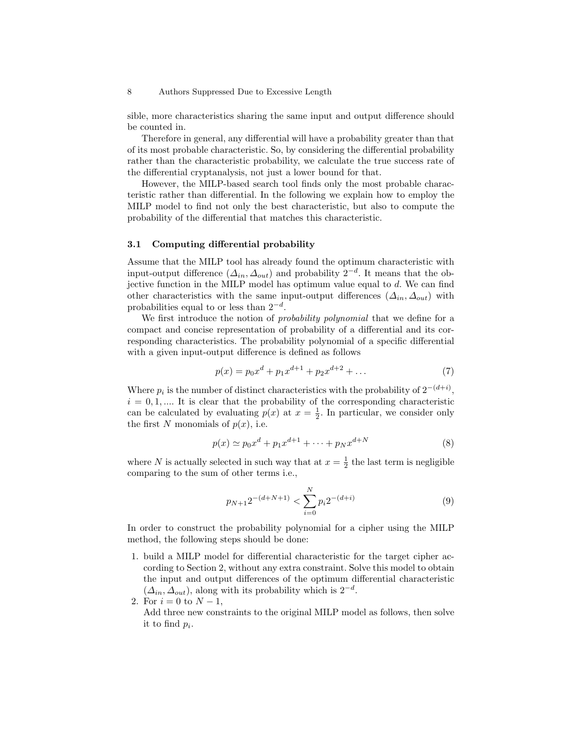sible, more characteristics sharing the same input and output difference should be counted in.

Therefore in general, any differential will have a probability greater than that of its most probable characteristic. So, by considering the differential probability rather than the characteristic probability, we calculate the true success rate of the differential cryptanalysis, not just a lower bound for that.

However, the MILP-based search tool finds only the most probable characteristic rather than differential. In the following we explain how to employ the MILP model to find not only the best characteristic, but also to compute the probability of the differential that matches this characteristic.

### 3.1 Computing differential probability

Assume that the MILP tool has already found the optimum characteristic with input-output difference $(\Delta_{in}, \Delta_{out})$ and probability $2^{-d}$. It means that the objective function in the MILP model has optimum value equal to $d$. We can find other characteristics with the same input-output differences $(\Delta_{in}, \Delta_{out})$ with probabilities equal to or less than $2^{-d}$.

We first introduce the notion of *probability polynomial* that we define for a compact and concise representation of probability of a differential and its corresponding characteristics. The probability polynomial of a specific differential with a given input-output difference is defined as follows

$$p(x) = p_0 x^d + p_1 x^{d+1} + p_2 x^{d+2} + \dots \tag{7}$$

Where $p_i$ is the number of distinct characteristics with the probability of $2^{-(d+i)}$, $i = 0, 1, \dots$. It is clear that the probability of the corresponding characteristic can be calculated by evaluating $p(x)$ at $x = \frac{1}{2}$. In particular, we consider only the first $N$ monomials of $p(x)$, i.e.

$$p(x) \simeq p_0 x^d + p_1 x^{d+1} + \dots + p_N x^{d+N} \tag{8}$$

where $N$ is actually selected in such way that at $x = \frac{1}{2}$ the last term is negligible comparing to the sum of other terms i.e.,

$$p_{N+1} 2^{-(d+N+1)} < \sum_{i=0}^{N} p_i 2^{-(d+i)} \tag{9}$$

In order to construct the probability polynomial for a cipher using the MILP method, the following steps should be done:

1. build a MILP model for differential characteristic for the target cipher according to Section 2, without any extra constraint. Solve this model to obtain the input and output differences of the optimum differential characteristic $(\Delta_{in}, \Delta_{out})$, along with its probability which is $2^{-d}$.
2. For $i = 0$ to $N - 1$,
   Add three new constraints to the original MILP model as follows, then solve it to find $p_i$.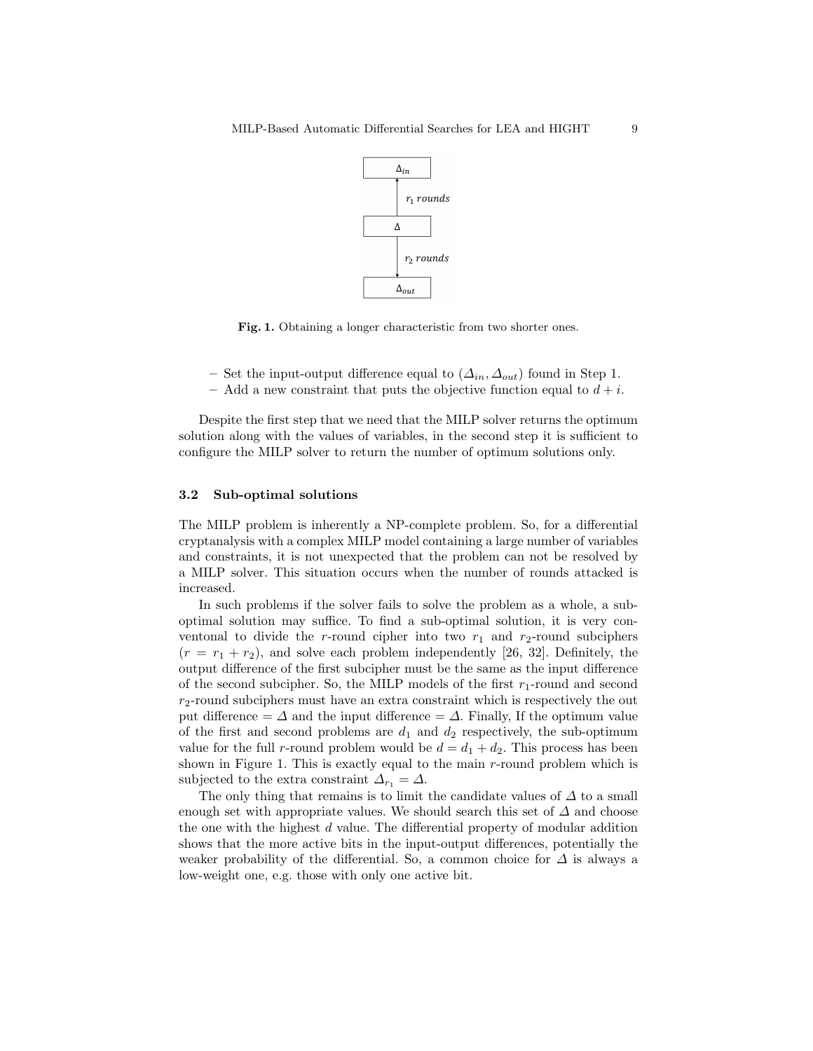Fig. 1. Obtaining a longer characteristic from two shorter ones.

- Set the input-output difference equal to $(\Delta_{in}, \Delta_{out})$ found in Step 1.
- Add a new constraint that puts the objective function equal to $d + i$.

Despite the first step that we need that the MILP solver returns the optimum solution along with the values of variables, in the second step it is sufficient to configure the MILP solver to return the number of optimum solutions only.

### 3.2 Sub-optimal solutions

The MILP problem is inherently a NP-complete problem. So, for a differential cryptanalysis with a complex MILP model containing a large number of variables and constraints, it is not unexpected that the problem can not be resolved by a MILP solver. This situation occurs when the number of rounds attacked is increased.

In such problems if the solver fails to solve the problem as a whole, a sub-optimal solution may suffice. To find a sub-optimal solution, it is very conventonal to divide the $r$-round cipher into two $r_1$ and $r_2$-round subciphers ($r = r_1 + r_2$), and solve each problem independently [26, 32]. Definitely, the output difference of the first subcipher must be the same as the input difference of the second subcipher. So, the MILP models of the first $r_1$-round and second $r_2$-round subciphers must have an extra constraint which is respectively the output difference $= \Delta$ and the input difference $= \Delta$. Finally, If the optimum value of the first and second problems are $d_1$ and $d_2$ respectively, the sub-optimum value for the full $r$-round problem would be $d = d_1 + d_2$. This process has been shown in Figure 1. This is exactly equal to the main $r$-round problem which is subjected to the extra constraint $\Delta_{r_1} = \Delta$.

The only thing that remains is to limit the candidate values of $\Delta$ to a small enough set with appropriate values. We should search this set of $\Delta$ and choose the one with the highest $d$ value. The differential property of modular addition shows that the more active bits in the input-output differences, potentially the weaker probability of the differential. So, a common choice for $\Delta$ is always a low-weight one, e.g. those with only one active bit.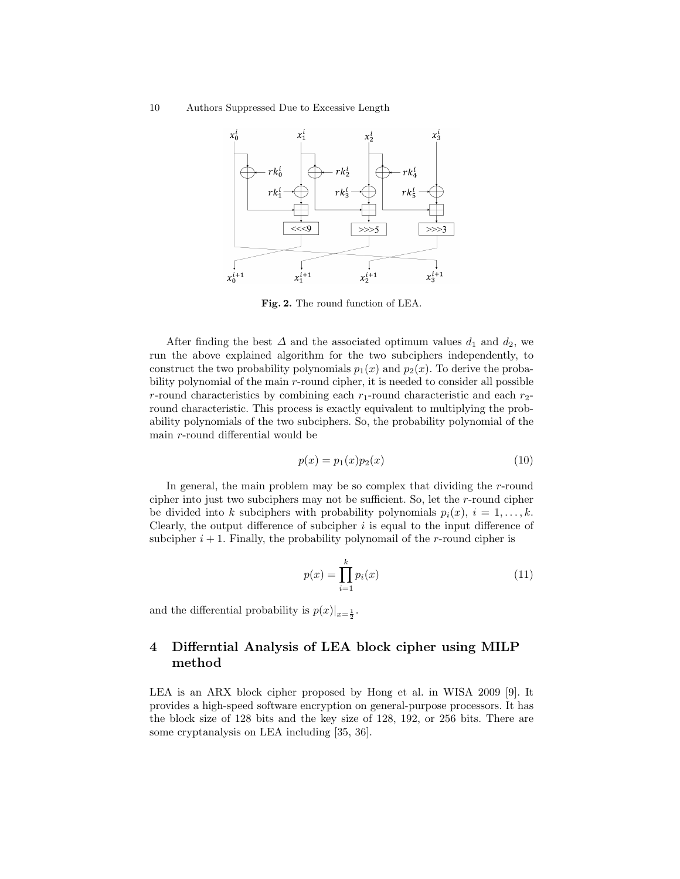Fig. 2. The round function of LEA.

After finding the best $\Delta$ and the associated optimum values $d_1$ and $d_2$, we run the above explained algorithm for the two subciphers independently, to construct the two probability polynomials $p_1(x)$ and $p_2(x)$. To derive the probability polynomial of the main $r$-round cipher, it is needed to consider all possible $r$-round characteristics by combining each $r_1$-round characteristic and each $r_2$-round characteristic. This process is exactly equivalent to multiplying the probability polynomials of the two subciphers. So, the probability polynomial of the main $r$-round differential would be

$$p(x) = p_1(x)p_2(x) \tag{10}$$

In general, the main problem may be so complex that dividing the $r$-round cipher into just two subciphers may not be sufficient. So, let the $r$-round cipher be divided into $k$ subciphers with probability polynomials $p_i(x)$, $i = 1, \ldots, k$. Clearly, the output difference of subcipher $i$ is equal to the input difference of subcipher $i + 1$. Finally, the probability polynomail of the $r$-round cipher is

$$p(x) = \prod_{i=1}^{k} p_i(x) \tag{11}$$

and the differential probability is $p(x)|_{x=\frac{1}{2}}$.

## 4 Differntial Analysis of LEA block cipher using MILP method

LEA is an ARX block cipher proposed by Hong et al. in WISA 2009 [9]. It provides a high-speed software encryption on general-purpose processors. It has the block size of 128 bits and the key size of 128, 192, or 256 bits. There are some cryptanalysis on LEA including [35, 36].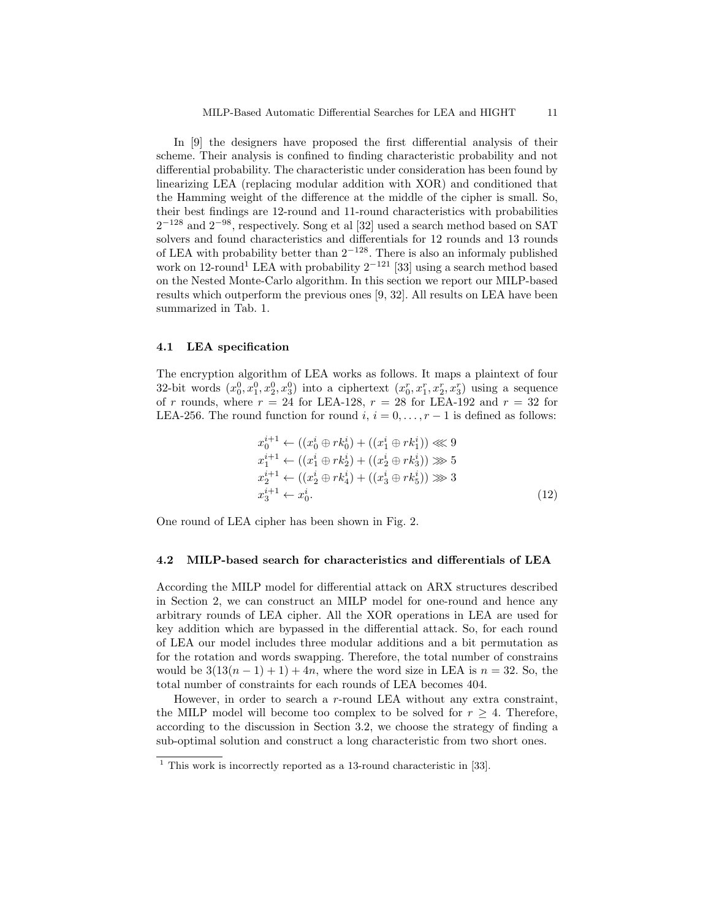In [9] the designers have proposed the first differential analysis of their scheme. Their analysis is confined to finding characteristic probability and not differential probability. The characteristic under consideration has been found by linearizing LEA (replacing modular addition with XOR) and conditioned that the Hamming weight of the difference at the middle of the cipher is small. So, their best findings are 12-round and 11-round characteristics with probabilities $2^{-128}$ and $2^{-98}$, respectively. Song et al [32] used a search method based on SAT solvers and found characteristics and differentials for 12 rounds and 13 rounds of LEA with probability better than $2^{-128}$. There is also an informaly published work on 12-round[1] LEA with probability $2^{-121}$ [33] using a search method based on the Nested Monte-Carlo algorithm. In this section we report our MILP-based results which outperform the previous ones [9, 32]. All results on LEA have been summarized in Tab. 1.

### 4.1 LEA specification

The encryption algorithm of LEA works as follows. It maps a plaintext of four 32-bit words $(x_0^0, x_1^0, x_2^0, x_3^0)$ into a ciphertext $(x_0^r, x_1^r, x_2^r, x_3^r)$ using a sequence of $r$ rounds, where $r = 24$ for LEA-128, $r = 28$ for LEA-192 and $r = 32$ for LEA-256. The round function for round $i$, $i = 0, \ldots, r-1$ is defined as follows:

$$
\begin{aligned}
x_0^{i+1} &\leftarrow ((x_0^i \oplus rk_0^i) + ((x_1^i \oplus rk_1^i)) \lll 9 \\
x_1^{i+1} &\leftarrow ((x_1^i \oplus rk_2^i) + ((x_2^i \oplus rk_3^i)) \ggg 5 \\
x_2^{i+1} &\leftarrow ((x_2^i \oplus rk_4^i) + ((x_3^i \oplus rk_5^i)) \ggg 3 \\
x_3^{i+1} &\leftarrow x_0^i.
\end{aligned}
\tag{12}
$$

One round of LEA cipher has been shown in Fig. 2.

### 4.2 MILP-based search for characteristics and differentials of LEA

According the MILP model for differential attack on ARX structures described in Section 2, we can construct an MILP model for one-round and hence any arbitrary rounds of LEA cipher. All the XOR operations in LEA are used for key addition which are bypassed in the differential attack. So, for each round of LEA our model includes three modular additions and a bit permutation as for the rotation and words swapping. Therefore, the total number of constrains would be $3(13(n-1)+1)+4n$, where the word size in LEA is $n = 32$. So, the total number of constraints for each rounds of LEA becomes 404.

However, in order to search a $r$-round LEA without any extra constraint, the MILP model will become too complex to be solved for $r \geq 4$. Therefore, according to the discussion in Section 3.2, we choose the strategy of finding a sub-optimal solution and construct a long characteristic from two short ones.

[1] This work is incorrectly reported as a 13-round characteristic in [33].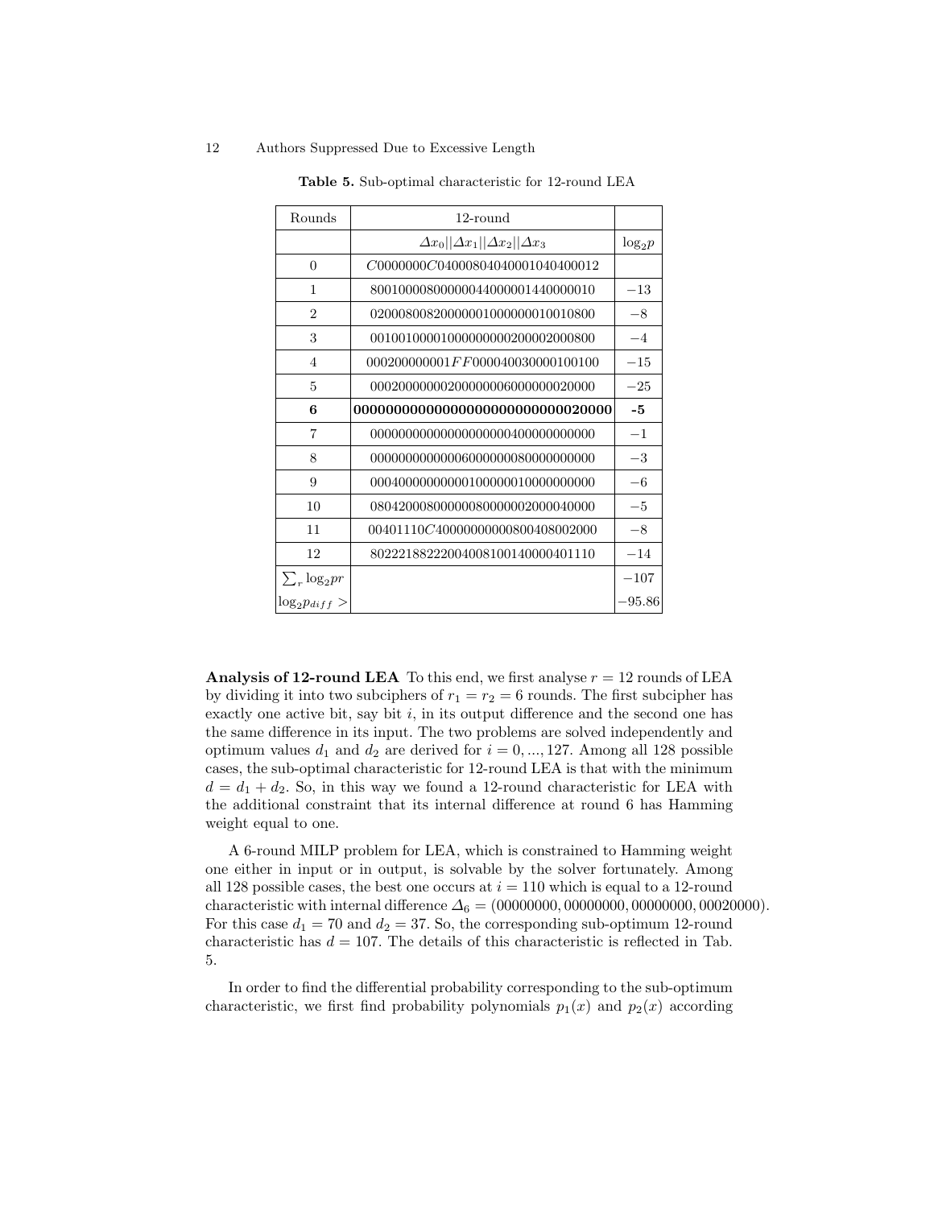**Table 5.** Sub-optimal characteristic for 12-round LEA

| Rounds | 12-round | |
|---|---|---|
| | $\Delta x_0 \| \| \Delta x_1 \| \| \Delta x_2 \| \| \Delta x_3$ | $\log_2 p$ |
| 0 | $C0000000C04000804040001040400012$ | |
| 1 | 80010000800000044000001440000010 | $-13$ |
| 2 | 02000800820000001000000010010800 | $-8$ |
| 3 | 00100100001000000000200002000800 | $-4$ |
| 4 | $000200000001FF000040030000100100$ | $-15$ |
| 5 | 00020000000200000006000000020000 | $-25$ |
| **6** | **00000000000000000000000000020000** | **-5** |
| 7 | 00000000000000000000400000000000 | $-1$ |
| 8 | 00000000000006000000080000000000 | $-3$ |
| 9 | 00040000000000100000010000000000 | $-6$ |
| 10 | 08042000800000080000002000040000 | $-5$ |
| 11 | $00401110C40000000000800408002000$ | $-8$ |
| 12 | 80222188222004008100140000401110 | $-14$ |
| $\sum_r \log_2 pr$ | | $-107$ |
| $\log_2 p_{diff} >$ | | $-95.86$ |

**Analysis of 12-round LEA** To this end, we first analyse $r = 12$ rounds of LEA by dividing it into two subciphers of $r_1 = r_2 = 6$ rounds. The first subcipher has exactly one active bit, say bit $i$, in its output difference and the second one has the same difference in its input. The two problems are solved independently and optimum values $d_1$ and $d_2$ are derived for $i = 0, ..., 127$. Among all 128 possible cases, the sub-optimal characteristic for 12-round LEA is that with the minimum $d = d_1 + d_2$. So, in this way we found a 12-round characteristic for LEA with the additional constraint that its internal difference at round 6 has Hamming weight equal to one.

A 6-round MILP problem for LEA, which is constrained to Hamming weight one either in input or in output, is solvable by the solver fortunately. Among all 128 possible cases, the best one occurs at $i = 110$ which is equal to a 12-round characteristic with internal difference $\Delta_6 = (00000000, 00000000, 00000000, 00020000)$. For this case $d_1 = 70$ and $d_2 = 37$. So, the corresponding sub-optimum 12-round characteristic has $d = 107$. The details of this characteristic is reflected in Tab. 5.

In order to find the differential probability corresponding to the sub-optimum characteristic, we first find probability polynomials $p_1(x)$ and $p_2(x)$ according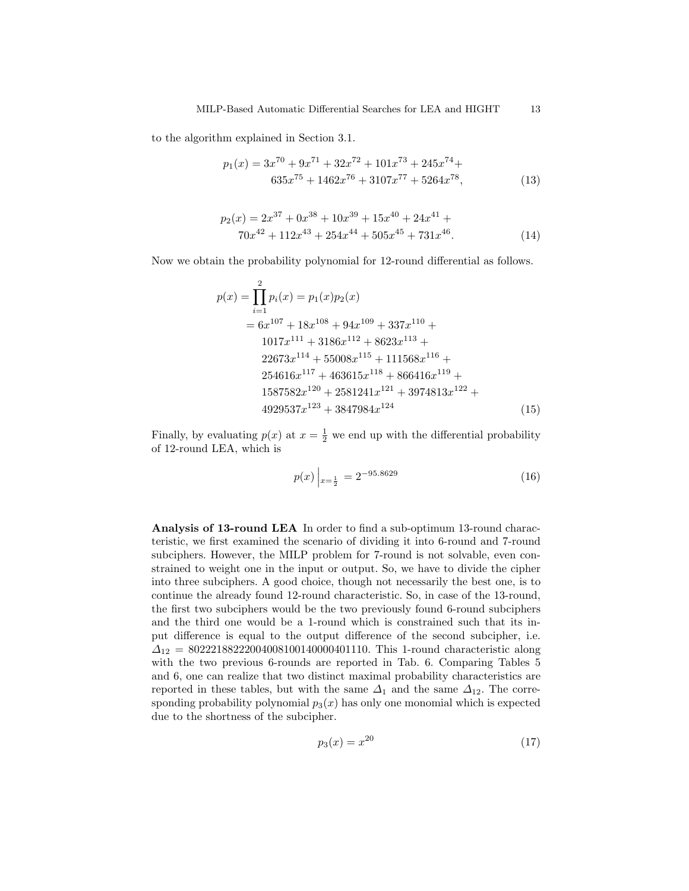to the algorithm explained in Section 3.1.

$$p_1(x) = 3x^{70} + 9x^{71} + 32x^{72} + 101x^{73} + 245x^{74} + \\ 635x^{75} + 1462x^{76} + 3107x^{77} + 5264x^{78}, \tag{13}$$

$$p_2(x) = 2x^{37} + 0x^{38} + 10x^{39} + 15x^{40} + 24x^{41} + \\ 70x^{42} + 112x^{43} + 254x^{44} + 505x^{45} + 731x^{46}. \tag{14}$$

Now we obtain the probability polynomial for 12-round differential as follows.

$$\begin{aligned} p(x) = \prod_{i=1}^{2} p_i(x) &= p_1(x)p_2(x) \\ &= 6x^{107} + 18x^{108} + 94x^{109} + 337x^{110} + \\ &\quad 1017x^{111} + 3186x^{112} + 8623x^{113} + \\ &\quad 22673x^{114} + 55008x^{115} + 111568x^{116} + \\ &\quad 254616x^{117} + 463615x^{118} + 866416x^{119} + \\ &\quad 1587582x^{120} + 2581241x^{121} + 3974813x^{122} + \\ &\quad 4929537x^{123} + 3847984x^{124} \end{aligned} \tag{15}$$

Finally, by evaluating $p(x)$ at $x = \frac{1}{2}$ we end up with the differential probability of 12-round LEA, which is

$$p(x)\Big|_{x=\frac{1}{2}} = 2^{-95.8629} \tag{16}$$

**Analysis of 13-round LEA** In order to find a sub-optimum 13-round characteristic, we first examined the scenario of dividing it into 6-round and 7-round subciphers. However, the MILP problem for 7-round is not solvable, even constrained to weight one in the input or output. So, we have to divide the cipher into three subciphers. A good choice, though not necessarily the best one, is to continue the already found 12-round characteristic. So, in case of the 13-round, the first two subciphers would be the two previously found 6-round subciphers and the third one would be a 1-round which is constrained such that its input difference is equal to the output difference of the second subcipher, i.e. $\Delta_{12}$ = 80222188222004008100140000401110. This 1-round characteristic along with the two previous 6-rounds are reported in Tab. 6. Comparing Tables 5 and 6, one can realize that two distinct maximal probability characteristics are reported in these tables, but with the same $\Delta_1$ and the same $\Delta_{12}$. The corresponding probability polynomial $p_3(x)$ has only one monomial which is expected due to the shortness of the subcipher.

$$p_3(x) = x^{20} \tag{17}$$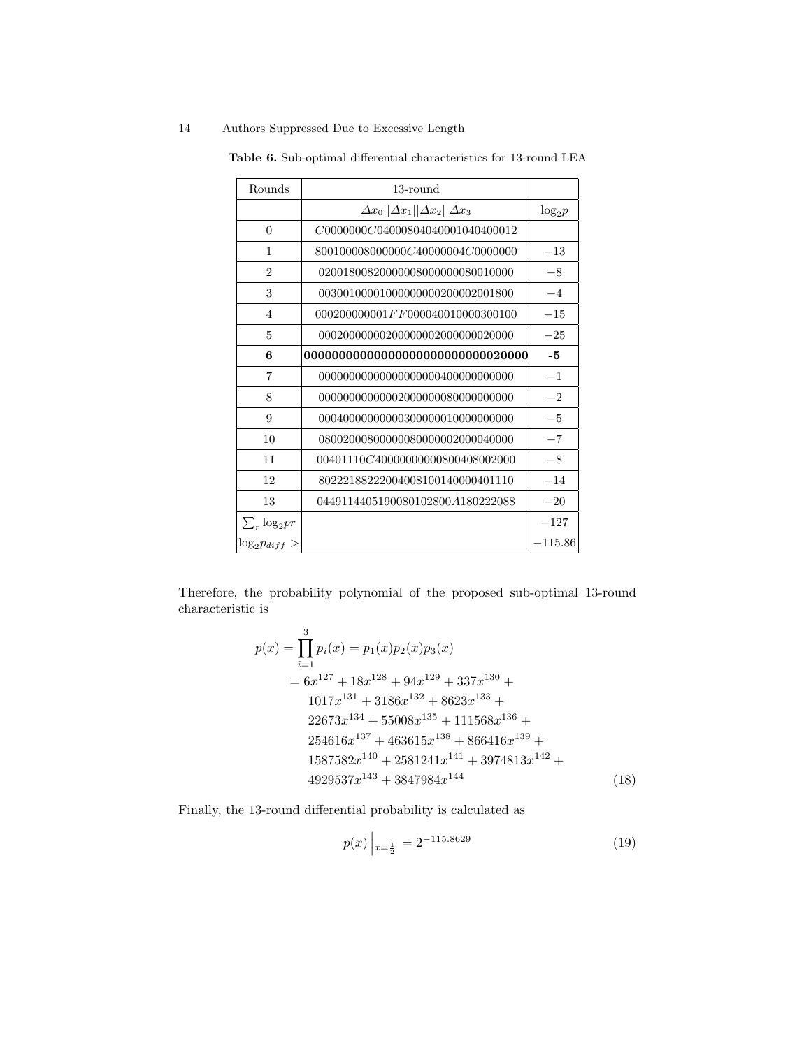**Table 6.** Sub-optimal differential characteristics for 13-round LEA

| Rounds | 13-round | |
|---|---|---|
| | $\Delta x_0 \| \Delta x_1 \| \Delta x_2 \| \Delta x_3$ | $\log_2 p$ |
| 0 | $C0000000C04000804040001040400012$ | |
| 1 | $800100008000000C40000004C0000000$ | $-13$ |
| 2 | 02001800820000008000000080010000 | $-8$ |
| 3 | 00300100001000000000200002001800 | $-4$ |
| 4 | $000200000001FF000040010000300100$ | $-15$ |
| 5 | 00020000000200000002000000020000 | $-25$ |
| **6** | **00000000000000000000000000020000** | **-5** |
| 7 | 00000000000000000000400000000000 | $-1$ |
| 8 | 00000000000002000000080000000000 | $-2$ |
| 9 | 00040000000000300000010000000000 | $-5$ |
| 10 | 08002000800000080000002000040000 | $-7$ |
| 11 | $00401110C4000000000000800408002000$ | $-8$ |
| 12 | 80222188222004008100140000401110 | $-14$ |
| 13 | $044911440519008010280\,0A180222088$ | $-20$ |
| $\sum_r \log_2 pr$ | | $-127$ |
| $\log_2 p_{diff} >$ | | $-115.86$ |

Therefore, the probability polynomial of the proposed sub-optimal 13-round characteristic is

$$
\begin{aligned}
p(x) = \prod_{i=1}^{3} p_i(x) &= p_1(x)p_2(x)p_3(x) \\
&= 6x^{127} + 18x^{128} + 94x^{129} + 337x^{130} + \\
&\quad 1017x^{131} + 3186x^{132} + 8623x^{133} + \\
&\quad 22673x^{134} + 55008x^{135} + 111568x^{136} + \\
&\quad 254616x^{137} + 463615x^{138} + 866416x^{139} + \\
&\quad 1587582x^{140} + 2581241x^{141} + 3974813x^{142} + \\
&\quad 4929537x^{143} + 3847984x^{144}
\end{aligned}
\tag{18}
$$

Finally, the 13-round differential probability is calculated as

$$
p(x)\Big|_{x=\frac{1}{2}} = 2^{-115.8629} \tag{19}
$$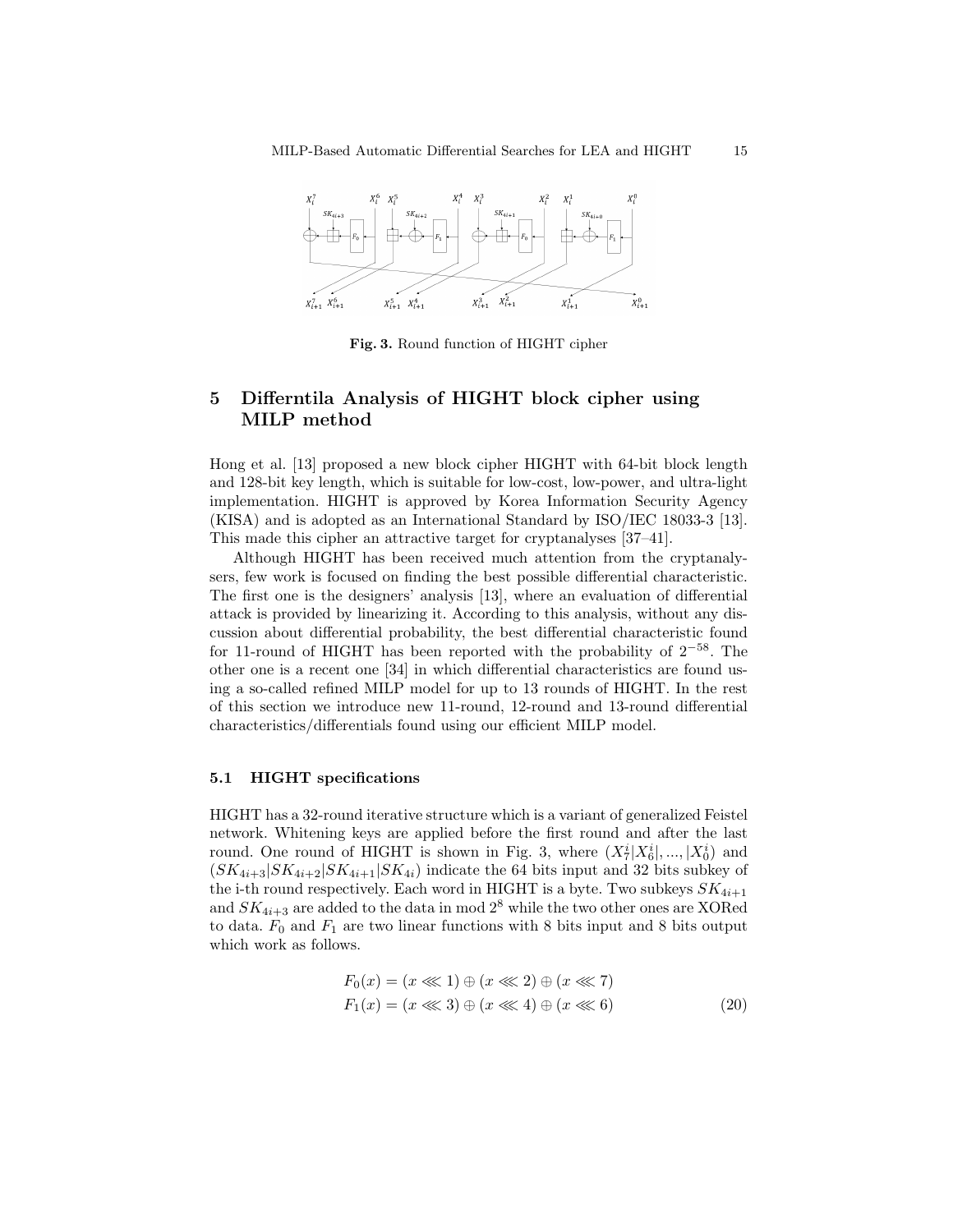Fig. 3. Round function of HIGHT cipher

## 5 Differntila Analysis of HIGHT block cipher using MILP method

Hong et al. [13] proposed a new block cipher HIGHT with 64-bit block length and 128-bit key length, which is suitable for low-cost, low-power, and ultra-light implementation. HIGHT is approved by Korea Information Security Agency (KISA) and is adopted as an International Standard by ISO/IEC 18033-3 [13]. This made this cipher an attractive target for cryptanalyses [37–41].

Although HIGHT has been received much attention from the cryptanalysers, few work is focused on finding the best possible differential characteristic. The first one is the designers' analysis [13], where an evaluation of differential attack is provided by linearizing it. According to this analysis, without any discussion about differential probability, the best differential characteristic found for 11-round of HIGHT has been reported with the probability of $2^{-58}$. The other one is a recent one [34] in which differential characteristics are found using a so-called refined MILP model for up to 13 rounds of HIGHT. In the rest of this section we introduce new 11-round, 12-round and 13-round differential characteristics/differentials found using our efficient MILP model.

### 5.1 HIGHT specifications

HIGHT has a 32-round iterative structure which is a variant of generalized Feistel network. Whitening keys are applied before the first round and after the last round. One round of HIGHT is shown in Fig. 3, where $(X_7^i|X_6^i|,...,|X_0^i)$ and $(SK_{4i+3}|SK_{4i+2}|SK_{4i+1}|SK_{4i})$ indicate the 64 bits input and 32 bits subkey of the i-th round respectively. Each word in HIGHT is a byte. Two subkeys $SK_{4i+1}$ and $SK_{4i+3}$ are added to the data in mod $2^8$ while the two other ones are XORed to data. $F_0$ and $F_1$ are two linear functions with 8 bits input and 8 bits output which work as follows.

$$
\begin{aligned}
F_0(x) &= (x \lll 1) \oplus (x \lll 2) \oplus (x \lll 7) \\
F_1(x) &= (x \lll 3) \oplus (x \lll 4) \oplus (x \lll 6)
\end{aligned} \tag{20}
$$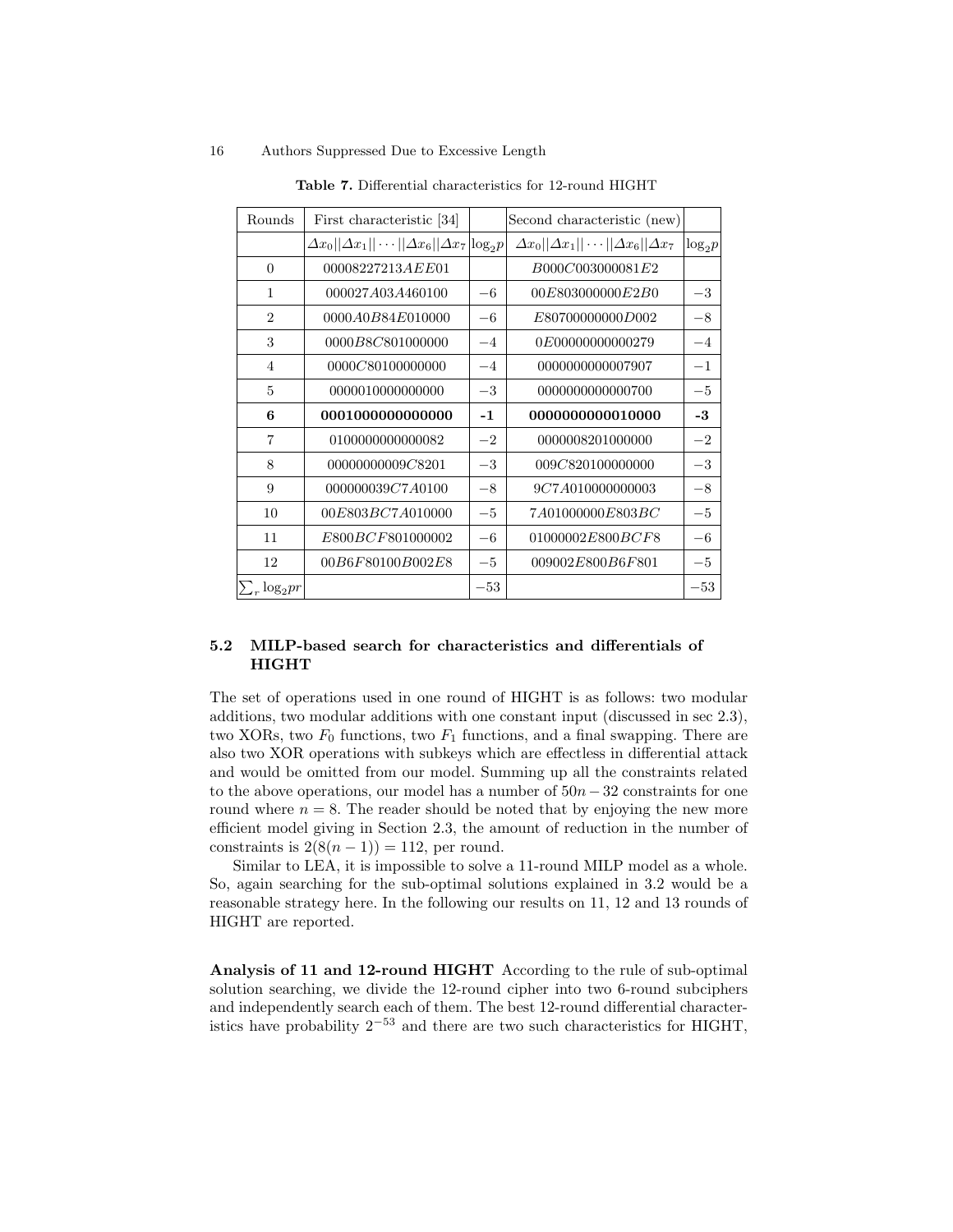**Table 7.** Differential characteristics for 12-round HIGHT

| Rounds | First characteristic [34] | | Second characteristic (new) | |
|---|---|---|---|---|
| | $\Delta x_0 \|\| \Delta x_1 \|\| \cdots \|\| \Delta x_6 \|\| \Delta x_7$ | $\log_2 p$ | $\Delta x_0 \|\| \Delta x_1 \|\| \cdots \|\| \Delta x_6 \|\| \Delta x_7$ | $\log_2 p$ |
| 0 | 00008227213AEE01 | | B000C003000081E2 | |
| 1 | 000027A03A460100 | −6 | 00E803000000E2B0 | −3 |
| 2 | 0000A0B84E010000 | −6 | E80700000000D002 | −8 |
| 3 | 0000B8C801000000 | −4 | 0E00000000000279 | −4 |
| 4 | 0000C80100000000 | −4 | 0000000000007907 | −1 |
| 5 | 0000010000000000 | −3 | 0000000000000700 | −5 |
| **6** | **0001000000000000** | **-1** | **0000000000010000** | **-3** |
| 7 | 0100000000000082 | −2 | 0000008201000000 | −2 |
| 8 | 00000000009C8201 | −3 | 009C820100000000 | −3 |
| 9 | 000000039C7A0100 | −8 | 9C7A010000000003 | −8 |
| 10 | 00E803BC7A010000 | −5 | 7A01000000E803BC | −5 |
| 11 | E800BCF801000002 | −6 | 01000002E800BCF8 | −6 |
| 12 | 00B6F80100B002E8 | −5 | 009002E800B6F801 | −5 |
| $\sum_r \log_2 pr$ | | −53 | | −53 |

### 5.2 MILP-based search for characteristics and differentials of HIGHT

The set of operations used in one round of HIGHT is as follows: two modular additions, two modular additions with one constant input (discussed in sec 2.3), two XORs, two $F_0$ functions, two $F_1$ functions, and a final swapping. There are also two XOR operations with subkeys which are effectless in differential attack and would be omitted from our model. Summing up all the constraints related to the above operations, our model has a number of $50n - 32$ constraints for one round where $n = 8$. The reader should be noted that by enjoying the new more efficient model giving in Section 2.3, the amount of reduction in the number of constraints is $2(8(n-1)) = 112$, per round.

Similar to LEA, it is impossible to solve a 11-round MILP model as a whole. So, again searching for the sub-optimal solutions explained in 3.2 would be a reasonable strategy here. In the following our results on 11, 12 and 13 rounds of HIGHT are reported.

**Analysis of 11 and 12-round HIGHT** According to the rule of sub-optimal solution searching, we divide the 12-round cipher into two 6-round subciphers and independently search each of them. The best 12-round differential characteristics have probability $2^{-53}$ and there are two such characteristics for HIGHT,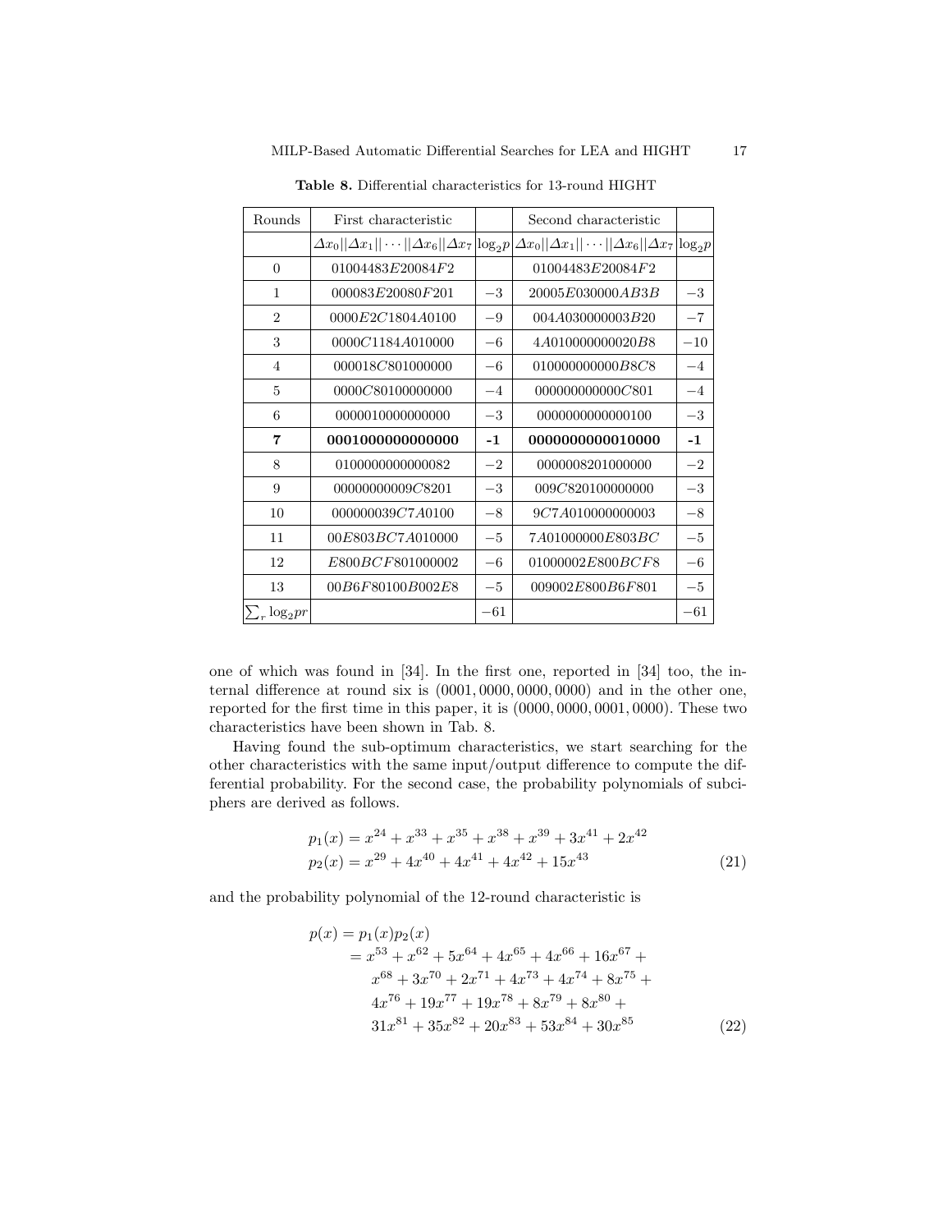**Table 8.** Differential characteristics for 13-round HIGHT

| Rounds | First characteristic | | Second characteristic | |
|---|---|---|---|---|
| | $\Delta x_0 \| \Delta x_1 \| \cdots \| \Delta x_6 \| \Delta x_7$ | $\log_2 p$ | $\Delta x_0 \| \Delta x_1 \| \cdots \| \Delta x_6 \| \Delta x_7$ | $\log_2 p$ |
| 0 | 01004483E20084F2 | | 01004483E20084F2 | |
| 1 | 000083E20080F201 | $-3$ | 20005E030000AB3B | $-3$ |
| 2 | 0000E2C1804A0100 | $-9$ | 004A030000003B20 | $-7$ |
| 3 | 0000C1184A010000 | $-6$ | 4A010000000020B8 | $-10$ |
| 4 | 000018C801000000 | $-6$ | 010000000000B8C8 | $-4$ |
| 5 | 0000C80100000000 | $-4$ | 000000000000C801 | $-4$ |
| 6 | 0000010000000000 | $-3$ | 0000000000000100 | $-3$ |
| **7** | **0001000000000000** | **-1** | **0000000000010000** | **-1** |
| 8 | 0100000000000082 | $-2$ | 0000008201000000 | $-2$ |
| 9 | 00000000009C8201 | $-3$ | 009C820100000000 | $-3$ |
| 10 | 000000039C7A0100 | $-8$ | 9C7A010000000003 | $-8$ |
| 11 | 00E803BC7A010000 | $-5$ | 7A01000000E803BC | $-5$ |
| 12 | E800BCF801000002 | $-6$ | 01000002E800BCF8 | $-6$ |
| 13 | 00B6F80100B002E8 | $-5$ | 009002E800B6F801 | $-5$ |
| $\sum_r \log_2 pr$ | | $-61$ | | $-61$ |

one of which was found in [34]. In the first one, reported in [34] too, the internal difference at round six is $(0001, 0000, 0000, 0000)$ and in the other one, reported for the first time in this paper, it is $(0000, 0000, 0001, 0000)$. These two characteristics have been shown in Tab. 8.

Having found the sub-optimum characteristics, we start searching for the other characteristics with the same input/output difference to compute the differential probability. For the second case, the probability polynomials of subciphers are derived as follows.

$$
\begin{aligned}
p_1(x) &= x^{24} + x^{33} + x^{35} + x^{38} + x^{39} + 3x^{41} + 2x^{42} \\
p_2(x) &= x^{29} + 4x^{40} + 4x^{41} + 4x^{42} + 15x^{43}
\end{aligned}
\tag{21}
$$

and the probability polynomial of the 12-round characteristic is

$$
\begin{aligned}
p(x) &= p_1(x)p_2(x) \\
&= x^{53} + x^{62} + 5x^{64} + 4x^{65} + 4x^{66} + 16x^{67} + \\
&\quad x^{68} + 3x^{70} + 2x^{71} + 4x^{73} + 4x^{74} + 8x^{75} + \\
&\quad 4x^{76} + 19x^{77} + 19x^{78} + 8x^{79} + 8x^{80} + \\
&\quad 31x^{81} + 35x^{82} + 20x^{83} + 53x^{84} + 30x^{85}
\end{aligned}
\tag{22}
$$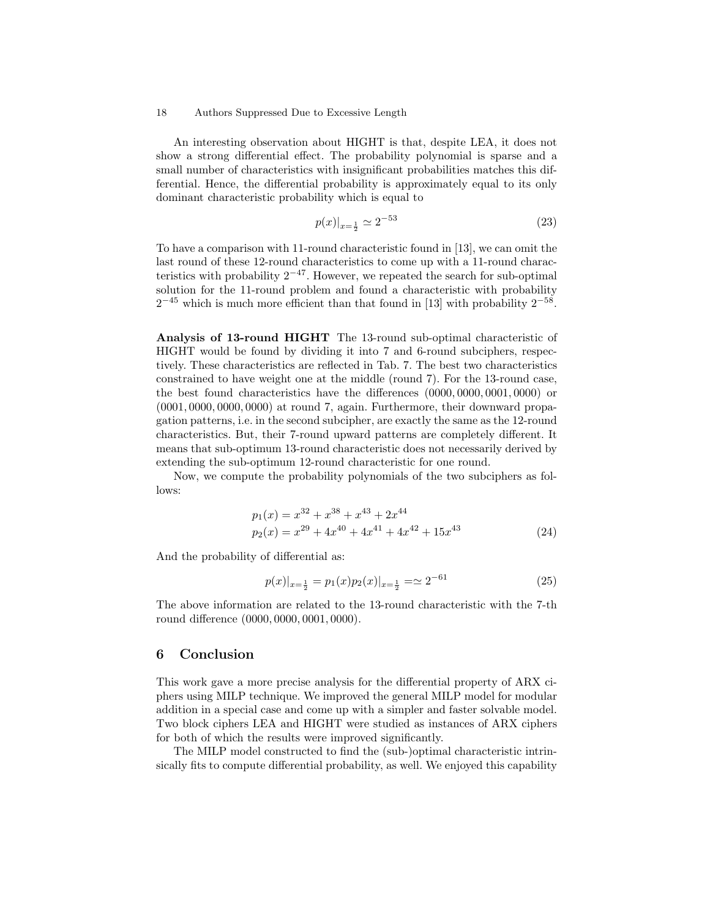An interesting observation about HIGHT is that, despite LEA, it does not show a strong differential effect. The probability polynomial is sparse and a small number of characteristics with insignificant probabilities matches this differential. Hence, the differential probability is approximately equal to its only dominant characteristic probability which is equal to

$$p(x)|_{x=\frac{1}{2}} \simeq 2^{-53} \tag{23}$$

To have a comparison with 11-round characteristic found in [13], we can omit the last round of these 12-round characteristics to come up with a 11-round characteristics with probability $2^{-47}$. However, we repeated the search for sub-optimal solution for the 11-round problem and found a characteristic with probability $2^{-45}$ which is much more efficient than that found in [13] with probability $2^{-58}$.

**Analysis of 13-round HIGHT** The 13-round sub-optimal characteristic of HIGHT would be found by dividing it into 7 and 6-round subciphers, respectively. These characteristics are reflected in Tab. 7. The best two characteristics constrained to have weight one at the middle (round 7). For the 13-round case, the best found characteristics have the differences $(0000, 0000, 0001, 0000)$ or $(0001, 0000, 0000, 0000)$ at round 7, again. Furthermore, their downward propagation patterns, i.e. in the second subcipher, are exactly the same as the 12-round characteristics. But, their 7-round upward patterns are completely different. It means that sub-optimum 13-round characteristic does not necessarily derived by extending the sub-optimum 12-round characteristic for one round.

Now, we compute the probability polynomials of the two subciphers as follows:

$$\begin{aligned} p_1(x) &= x^{32} + x^{38} + x^{43} + 2x^{44} \\ p_2(x) &= x^{29} + 4x^{40} + 4x^{41} + 4x^{42} + 15x^{43} \end{aligned} \tag{24}$$

And the probability of differential as:

$$p(x)|_{x=\frac{1}{2}} = p_1(x)p_2(x)|_{x=\frac{1}{2}} =\simeq 2^{-61} \tag{25}$$

The above information are related to the 13-round characteristic with the 7-th round difference $(0000, 0000, 0001, 0000)$.

## 6 Conclusion

This work gave a more precise analysis for the differential property of ARX ciphers using MILP technique. We improved the general MILP model for modular addition in a special case and come up with a simpler and faster solvable model. Two block ciphers LEA and HIGHT were studied as instances of ARX ciphers for both of which the results were improved significantly.

The MILP model constructed to find the (sub-)optimal characteristic intrinsically fits to compute differential probability, as well. We enjoyed this capability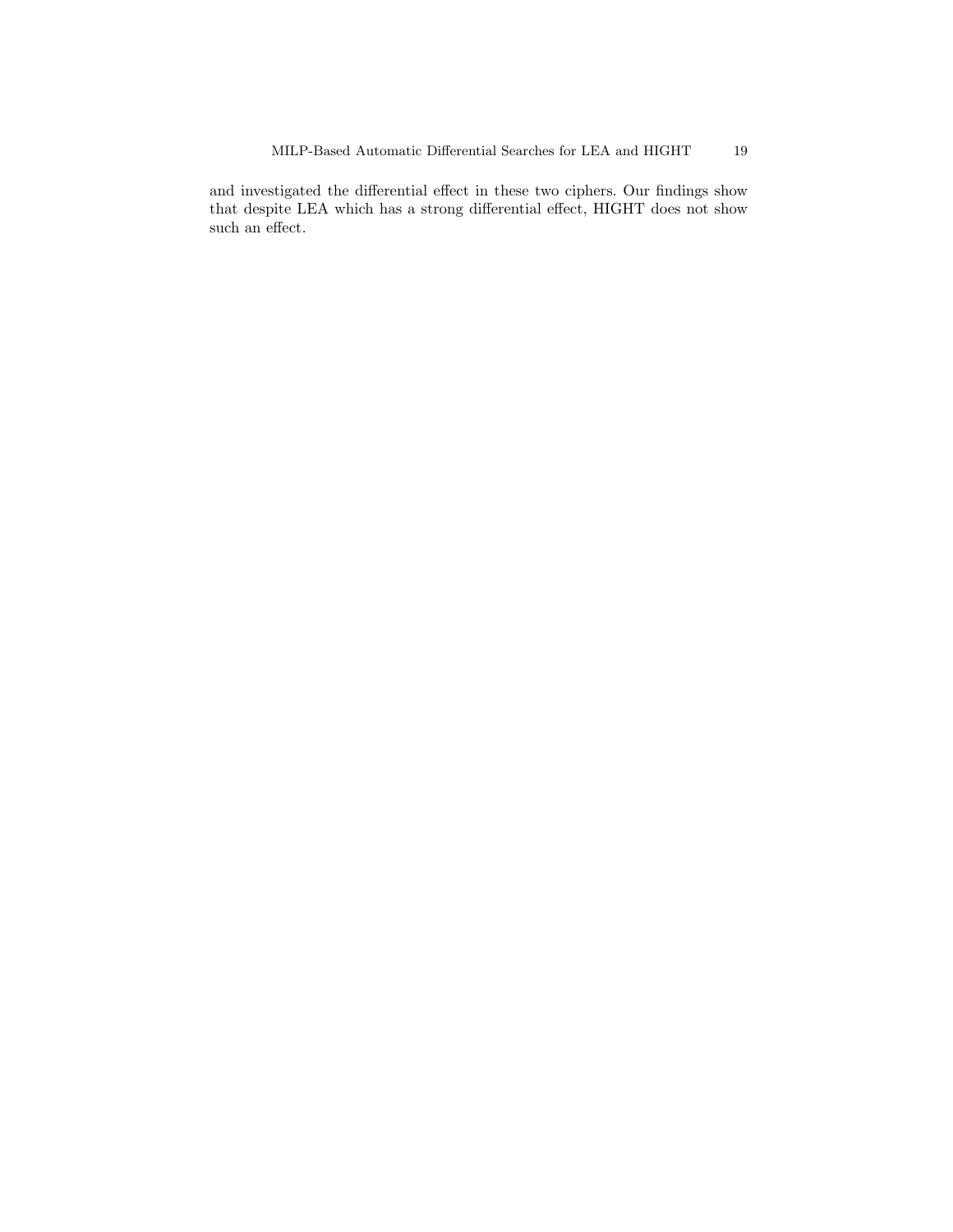and investigated the differential effect in these two ciphers. Our findings show that despite LEA which has a strong differential effect, HIGHT does not show such an effect.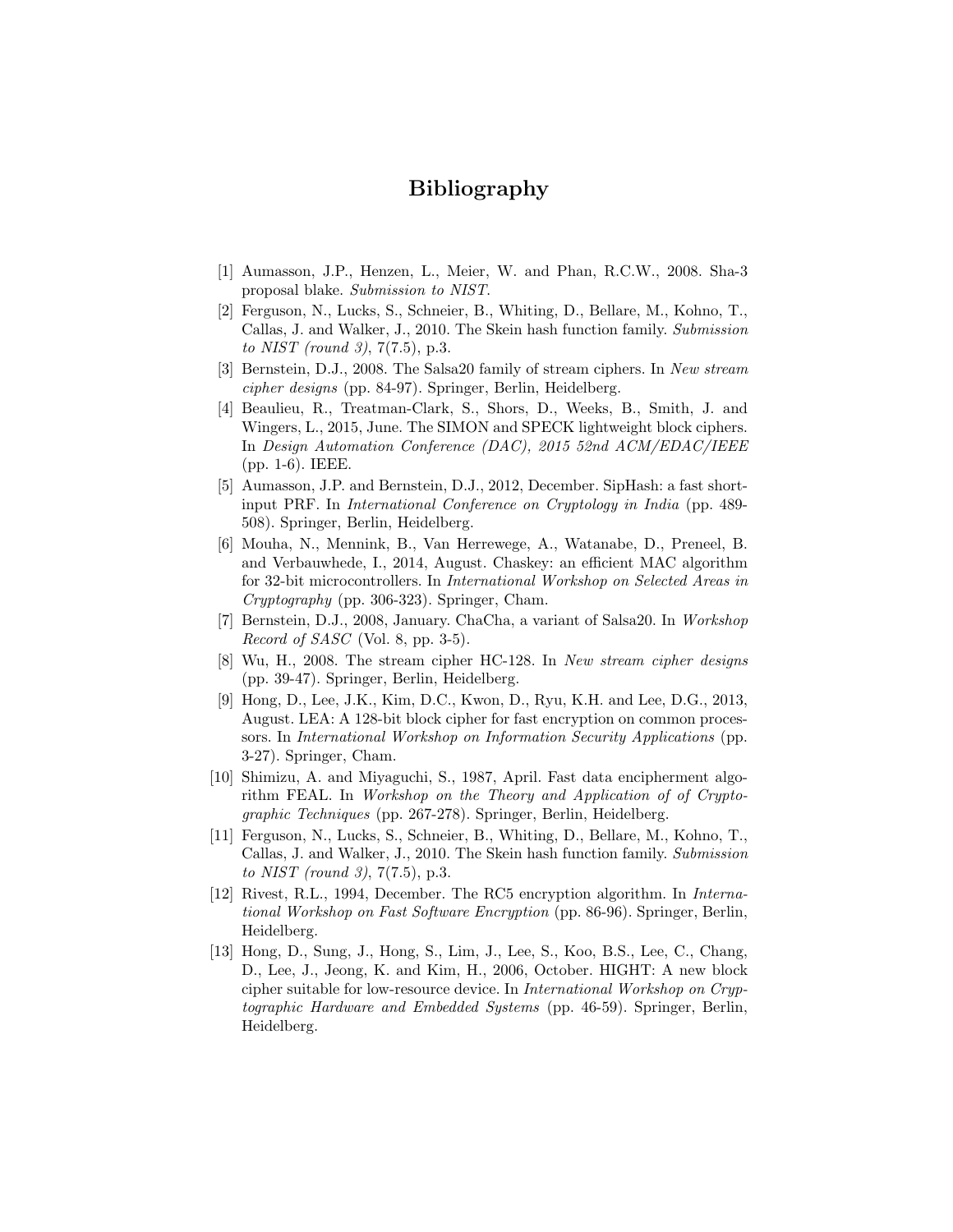# Bibliography

[1] Aumasson, J.P., Henzen, L., Meier, W. and Phan, R.C.W., 2008. Sha-3 proposal blake. *Submission to NIST*.

[2] Ferguson, N., Lucks, S., Schneier, B., Whiting, D., Bellare, M., Kohno, T., Callas, J. and Walker, J., 2010. The Skein hash function family. *Submission to NIST (round 3)*, 7(7.5), p.3.

[3] Bernstein, D.J., 2008. The Salsa20 family of stream ciphers. In *New stream cipher designs* (pp. 84-97). Springer, Berlin, Heidelberg.

[4] Beaulieu, R., Treatman-Clark, S., Shors, D., Weeks, B., Smith, J. and Wingers, L., 2015, June. The SIMON and SPECK lightweight block ciphers. In *Design Automation Conference (DAC), 2015 52nd ACM/EDAC/IEEE* (pp. 1-6). IEEE.

[5] Aumasson, J.P. and Bernstein, D.J., 2012, December. SipHash: a fast short-input PRF. In *International Conference on Cryptology in India* (pp. 489-508). Springer, Berlin, Heidelberg.

[6] Mouha, N., Mennink, B., Van Herrewege, A., Watanabe, D., Preneel, B. and Verbauwhede, I., 2014, August. Chaskey: an efficient MAC algorithm for 32-bit microcontrollers. In *International Workshop on Selected Areas in Cryptography* (pp. 306-323). Springer, Cham.

[7] Bernstein, D.J., 2008, January. ChaCha, a variant of Salsa20. In *Workshop Record of SASC* (Vol. 8, pp. 3-5).

[8] Wu, H., 2008. The stream cipher HC-128. In *New stream cipher designs* (pp. 39-47). Springer, Berlin, Heidelberg.

[9] Hong, D., Lee, J.K., Kim, D.C., Kwon, D., Ryu, K.H. and Lee, D.G., 2013, August. LEA: A 128-bit block cipher for fast encryption on common processors. In *International Workshop on Information Security Applications* (pp. 3-27). Springer, Cham.

[10] Shimizu, A. and Miyaguchi, S., 1987, April. Fast data encipherment algorithm FEAL. In *Workshop on the Theory and Application of of Cryptographic Techniques* (pp. 267-278). Springer, Berlin, Heidelberg.

[11] Ferguson, N., Lucks, S., Schneier, B., Whiting, D., Bellare, M., Kohno, T., Callas, J. and Walker, J., 2010. The Skein hash function family. *Submission to NIST (round 3)*, 7(7.5), p.3.

[12] Rivest, R.L., 1994, December. The RC5 encryption algorithm. In *International Workshop on Fast Software Encryption* (pp. 86-96). Springer, Berlin, Heidelberg.

[13] Hong, D., Sung, J., Hong, S., Lim, J., Lee, S., Koo, B.S., Lee, C., Chang, D., Lee, J., Jeong, K. and Kim, H., 2006, October. HIGHT: A new block cipher suitable for low-resource device. In *International Workshop on Cryptographic Hardware and Embedded Systems* (pp. 46-59). Springer, Berlin, Heidelberg.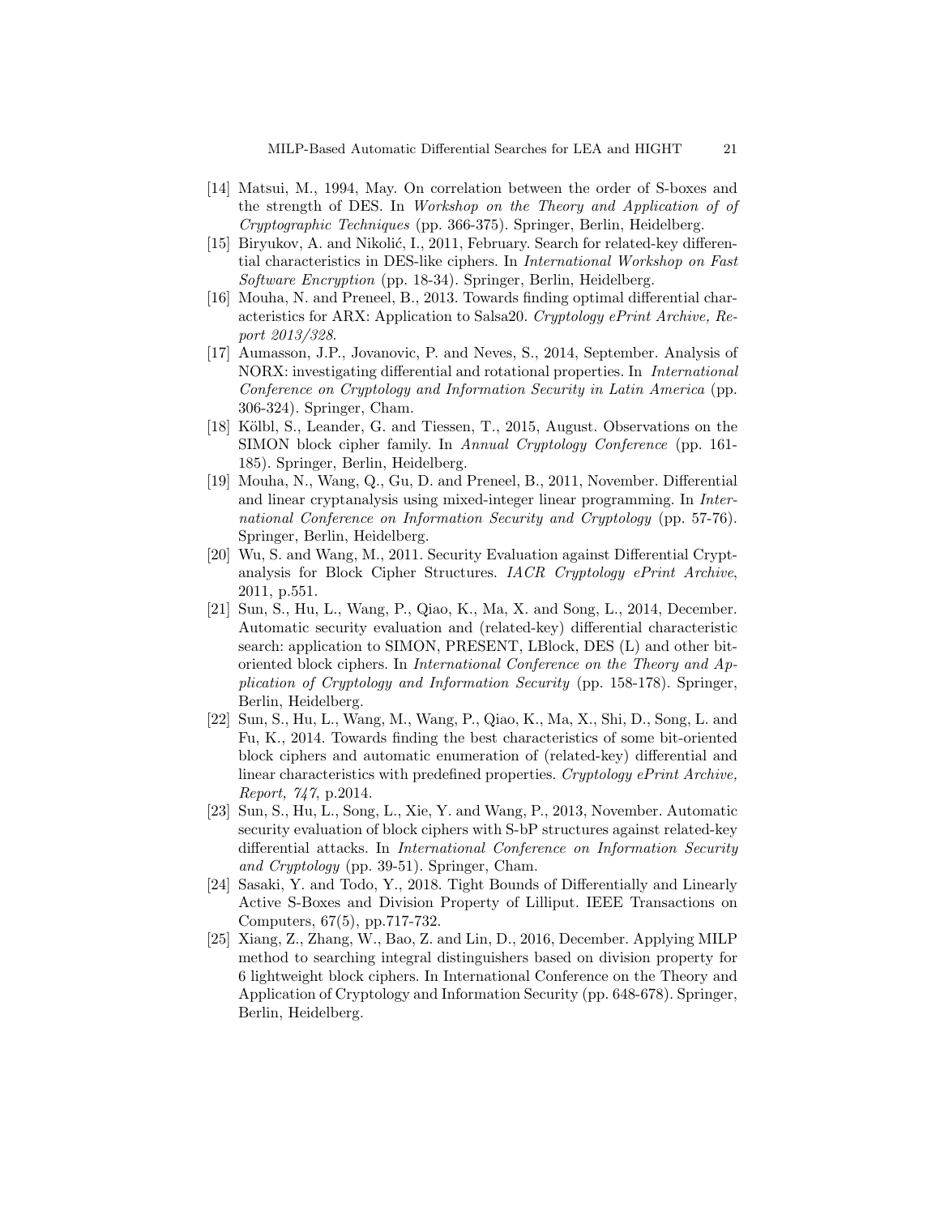[14] Matsui, M., 1994, May. On correlation between the order of S-boxes and the strength of DES. In *Workshop on the Theory and Application of of Cryptographic Techniques* (pp. 366-375). Springer, Berlin, Heidelberg.

[15] Biryukov, A. and Nikolić, I., 2011, February. Search for related-key differential characteristics in DES-like ciphers. In *International Workshop on Fast Software Encryption* (pp. 18-34). Springer, Berlin, Heidelberg.

[16] Mouha, N. and Preneel, B., 2013. Towards finding optimal differential characteristics for ARX: Application to Salsa20. *Cryptology ePrint Archive, Report 2013/328*.

[17] Aumasson, J.P., Jovanovic, P. and Neves, S., 2014, September. Analysis of NORX: investigating differential and rotational properties. In *International Conference on Cryptology and Information Security in Latin America* (pp. 306-324). Springer, Cham.

[18] Kölbl, S., Leander, G. and Tiessen, T., 2015, August. Observations on the SIMON block cipher family. In *Annual Cryptology Conference* (pp. 161-185). Springer, Berlin, Heidelberg.

[19] Mouha, N., Wang, Q., Gu, D. and Preneel, B., 2011, November. Differential and linear cryptanalysis using mixed-integer linear programming. In *International Conference on Information Security and Cryptology* (pp. 57-76). Springer, Berlin, Heidelberg.

[20] Wu, S. and Wang, M., 2011. Security Evaluation against Differential Cryptanalysis for Block Cipher Structures. *IACR Cryptology ePrint Archive*, 2011, p.551.

[21] Sun, S., Hu, L., Wang, P., Qiao, K., Ma, X. and Song, L., 2014, December. Automatic security evaluation and (related-key) differential characteristic search: application to SIMON, PRESENT, LBlock, DES (L) and other bit-oriented block ciphers. In *International Conference on the Theory and Application of Cryptology and Information Security* (pp. 158-178). Springer, Berlin, Heidelberg.

[22] Sun, S., Hu, L., Wang, M., Wang, P., Qiao, K., Ma, X., Shi, D., Song, L. and Fu, K., 2014. Towards finding the best characteristics of some bit-oriented block ciphers and automatic enumeration of (related-key) differential and linear characteristics with predefined properties. *Cryptology ePrint Archive, Report, 747*, p.2014.

[23] Sun, S., Hu, L., Song, L., Xie, Y. and Wang, P., 2013, November. Automatic security evaluation of block ciphers with S-bP structures against related-key differential attacks. In *International Conference on Information Security and Cryptology* (pp. 39-51). Springer, Cham.

[24] Sasaki, Y. and Todo, Y., 2018. Tight Bounds of Differentially and Linearly Active S-Boxes and Division Property of Lilliput. IEEE Transactions on Computers, 67(5), pp.717-732.

[25] Xiang, Z., Zhang, W., Bao, Z. and Lin, D., 2016, December. Applying MILP method to searching integral distinguishers based on division property for 6 lightweight block ciphers. In International Conference on the Theory and Application of Cryptology and Information Security (pp. 648-678). Springer, Berlin, Heidelberg.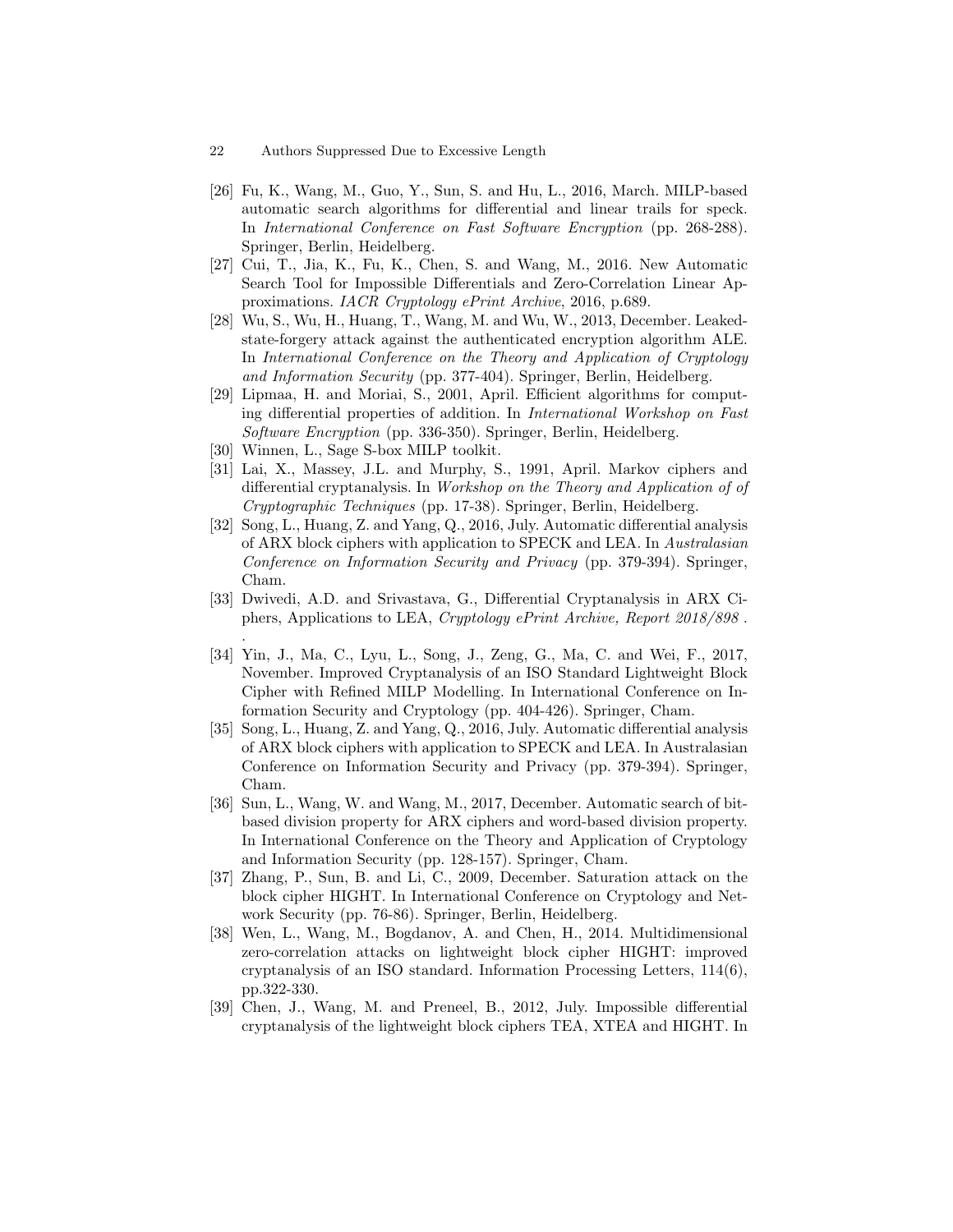[26] Fu, K., Wang, M., Guo, Y., Sun, S. and Hu, L., 2016, March. MILP-based automatic search algorithms for differential and linear trails for speck. In *International Conference on Fast Software Encryption* (pp. 268-288). Springer, Berlin, Heidelberg.

[27] Cui, T., Jia, K., Fu, K., Chen, S. and Wang, M., 2016. New Automatic Search Tool for Impossible Differentials and Zero-Correlation Linear Approximations. *IACR Cryptology ePrint Archive*, 2016, p.689.

[28] Wu, S., Wu, H., Huang, T., Wang, M. and Wu, W., 2013, December. Leaked-state-forgery attack against the authenticated encryption algorithm ALE. In *International Conference on the Theory and Application of Cryptology and Information Security* (pp. 377-404). Springer, Berlin, Heidelberg.

[29] Lipmaa, H. and Moriai, S., 2001, April. Efficient algorithms for computing differential properties of addition. In *International Workshop on Fast Software Encryption* (pp. 336-350). Springer, Berlin, Heidelberg.

[30] Winnen, L., Sage S-box MILP toolkit.

[31] Lai, X., Massey, J.L. and Murphy, S., 1991, April. Markov ciphers and differential cryptanalysis. In *Workshop on the Theory and Application of of Cryptographic Techniques* (pp. 17-38). Springer, Berlin, Heidelberg.

[32] Song, L., Huang, Z. and Yang, Q., 2016, July. Automatic differential analysis of ARX block ciphers with application to SPECK and LEA. In *Australasian Conference on Information Security and Privacy* (pp. 379-394). Springer, Cham.

[33] Dwivedi, A.D. and Srivastava, G., Differential Cryptanalysis in ARX Ciphers, Applications to LEA, *Cryptology ePrint Archive, Report 2018/898* .
.

[34] Yin, J., Ma, C., Lyu, L., Song, J., Zeng, G., Ma, C. and Wei, F., 2017, November. Improved Cryptanalysis of an ISO Standard Lightweight Block Cipher with Refined MILP Modelling. In International Conference on Information Security and Cryptology (pp. 404-426). Springer, Cham.

[35] Song, L., Huang, Z. and Yang, Q., 2016, July. Automatic differential analysis of ARX block ciphers with application to SPECK and LEA. In Australasian Conference on Information Security and Privacy (pp. 379-394). Springer, Cham.

[36] Sun, L., Wang, W. and Wang, M., 2017, December. Automatic search of bit-based division property for ARX ciphers and word-based division property. In International Conference on the Theory and Application of Cryptology and Information Security (pp. 128-157). Springer, Cham.

[37] Zhang, P., Sun, B. and Li, C., 2009, December. Saturation attack on the block cipher HIGHT. In International Conference on Cryptology and Network Security (pp. 76-86). Springer, Berlin, Heidelberg.

[38] Wen, L., Wang, M., Bogdanov, A. and Chen, H., 2014. Multidimensional zero-correlation attacks on lightweight block cipher HIGHT: improved cryptanalysis of an ISO standard. Information Processing Letters, 114(6), pp.322-330.

[39] Chen, J., Wang, M. and Preneel, B., 2012, July. Impossible differential cryptanalysis of the lightweight block ciphers TEA, XTEA and HIGHT. In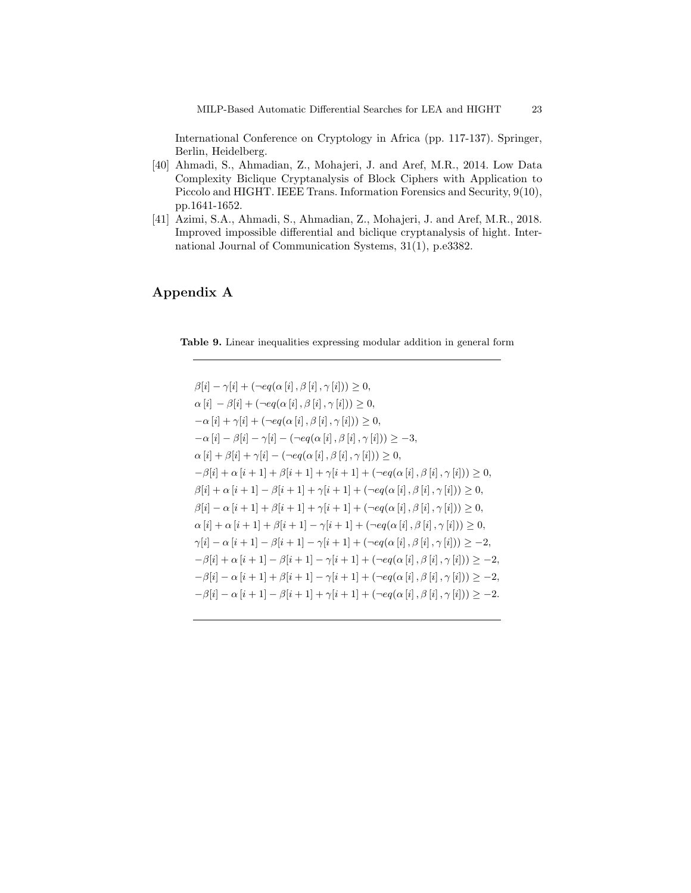International Conference on Cryptology in Africa (pp. 117-137). Springer, Berlin, Heidelberg.

[40] Ahmadi, S., Ahmadian, Z., Mohajeri, J. and Aref, M.R., 2014. Low Data Complexity Biclique Cryptanalysis of Block Ciphers with Application to Piccolo and HIGHT. IEEE Trans. Information Forensics and Security, 9(10), pp.1641-1652.

[41] Azimi, S.A., Ahmadi, S., Ahmadian, Z., Mohajeri, J. and Aref, M.R., 2018. Improved impossible differential and biclique cryptanalysis of hight. International Journal of Communication Systems, 31(1), p.e3382.

## Appendix A

**Table 9.** Linear inequalities expressing modular addition in general form

$$
\begin{aligned}
&\beta[i] - \gamma[i] + (\neg eq(\alpha[i], \beta[i], \gamma[i])) \geq 0,\\
&\alpha[i] - \beta[i] + (\neg eq(\alpha[i], \beta[i], \gamma[i])) \geq 0,\\
&-\alpha[i] + \gamma[i] + (\neg eq(\alpha[i], \beta[i], \gamma[i])) \geq 0,\\
&-\alpha[i] - \beta[i] - \gamma[i] - (\neg eq(\alpha[i], \beta[i], \gamma[i])) \geq -3,\\
&\alpha[i] + \beta[i] + \gamma[i] - (\neg eq(\alpha[i], \beta[i], \gamma[i])) \geq 0,\\
&-\beta[i] + \alpha[i+1] + \beta[i+1] + \gamma[i+1] + (\neg eq(\alpha[i], \beta[i], \gamma[i])) \geq 0,\\
&\beta[i] + \alpha[i+1] - \beta[i+1] + \gamma[i+1] + (\neg eq(\alpha[i], \beta[i], \gamma[i])) \geq 0,\\
&\beta[i] - \alpha[i+1] + \beta[i+1] + \gamma[i+1] + (\neg eq(\alpha[i], \beta[i], \gamma[i])) \geq 0,\\
&\alpha[i] + \alpha[i+1] + \beta[i+1] - \gamma[i+1] + (\neg eq(\alpha[i], \beta[i], \gamma[i])) \geq 0,\\
&\gamma[i] - \alpha[i+1] - \beta[i+1] - \gamma[i+1] + (\neg eq(\alpha[i], \beta[i], \gamma[i])) \geq -2,\\
&-\beta[i] + \alpha[i+1] - \beta[i+1] - \gamma[i+1] + (\neg eq(\alpha[i], \beta[i], \gamma[i])) \geq -2,\\
&-\beta[i] - \alpha[i+1] + \beta[i+1] - \gamma[i+1] + (\neg eq(\alpha[i], \beta[i], \gamma[i])) \geq -2,\\
&-\beta[i] - \alpha[i+1] - \beta[i+1] + \gamma[i+1] + (\neg eq(\alpha[i], \beta[i], \gamma[i])) \geq -2.
\end{aligned}
$$